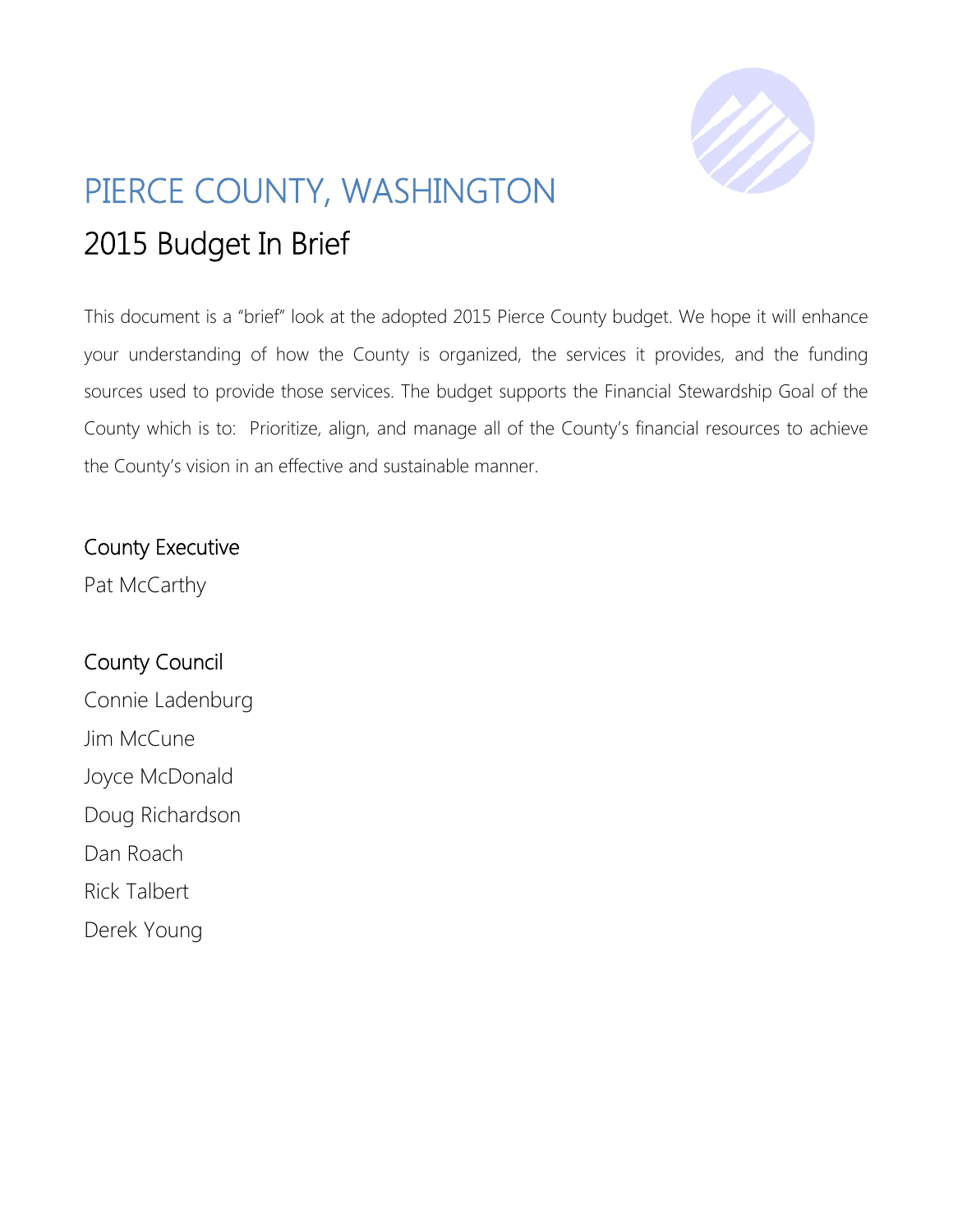# PIERCE COUNTY, WASHINGTON

## 2015 Budget In Brief

This document is a "brief" look at the adopted 2015 Pierce County budget. We hope it will enhance your understanding of how the County is organized, the services it provides, and the funding sources used to provide those services. The budget supports the Financial Stewardship Goal of the County which is to: Prioritize, align, and manage all of the County's financial resources to achieve the County's vision in an effective and sustainable manner.

### County Executive

Pat McCarthy

### County Council

Connie Ladenburg

Jim McCune

Joyce McDonald

Doug Richardson

Dan Roach

Rick Talbert

Derek Young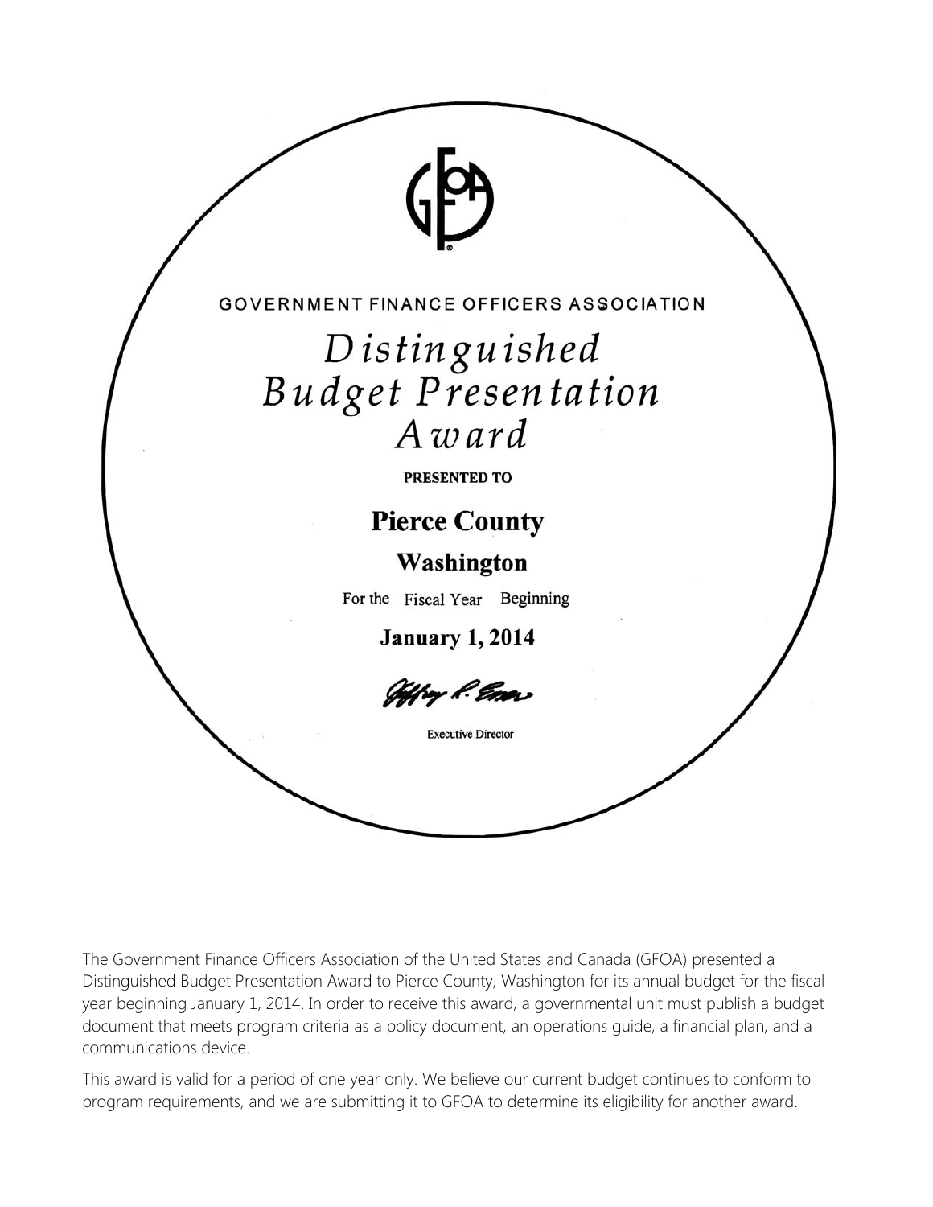GOVERNMENT FINANCE OFFICERS ASSOCIATION

# *Distinguished Budget Presentation Award*

**PRESENTED TO**

## Pierce County

## Washington

For the Fiscal Year Beginning

**January 1, 2014**

Executive Director

The Government Finance Officers Association of the United States and Canada (GFOA) presented a Distinguished Budget Presentation Award to Pierce County, Washington for its annual budget for the fiscal year beginning January 1, 2014. In order to receive this award, a governmental unit must publish a budget document that meets program criteria as a policy document, an operations guide, a financial plan, and a communications device.

This award is valid for a period of one year only. We believe our current budget continues to conform to program requirements, and we are submitting it to GFOA to determine its eligibility for another award.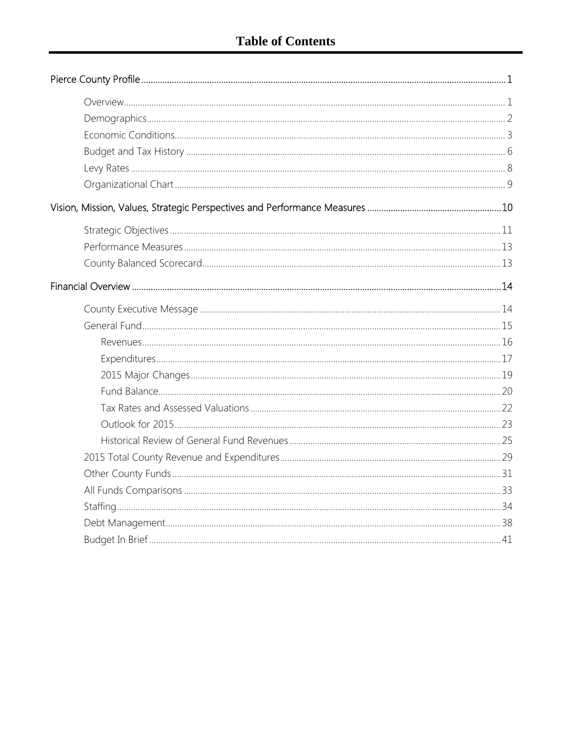# Table of Contents

Pierce County Profile .......... 1

- Overview .......... 1
- Demographics .......... 2
- Economic Conditions .......... 3
- Budget and Tax History .......... 6
- Levy Rates .......... 8
- Organizational Chart .......... 9

Vision, Mission, Values, Strategic Perspectives and Performance Measures .......... 10

- Strategic Objectives .......... 11
- Performance Measures .......... 13
- County Balanced Scorecard .......... 13

Financial Overview .......... 14

- County Executive Message .......... 14
- General Fund .......... 15
  - Revenues .......... 16
  - Expenditures .......... 17
  - 2015 Major Changes .......... 19
  - Fund Balance .......... 20
  - Tax Rates and Assessed Valuations .......... 22
  - Outlook for 2015 .......... 23
  - Historical Review of General Fund Revenues .......... 25
- 2015 Total County Revenue and Expenditures .......... 29
- Other County Funds .......... 31
- All Funds Comparisons .......... 33
- Staffing .......... 34
- Debt Management .......... 38
- Budget In Brief .......... 41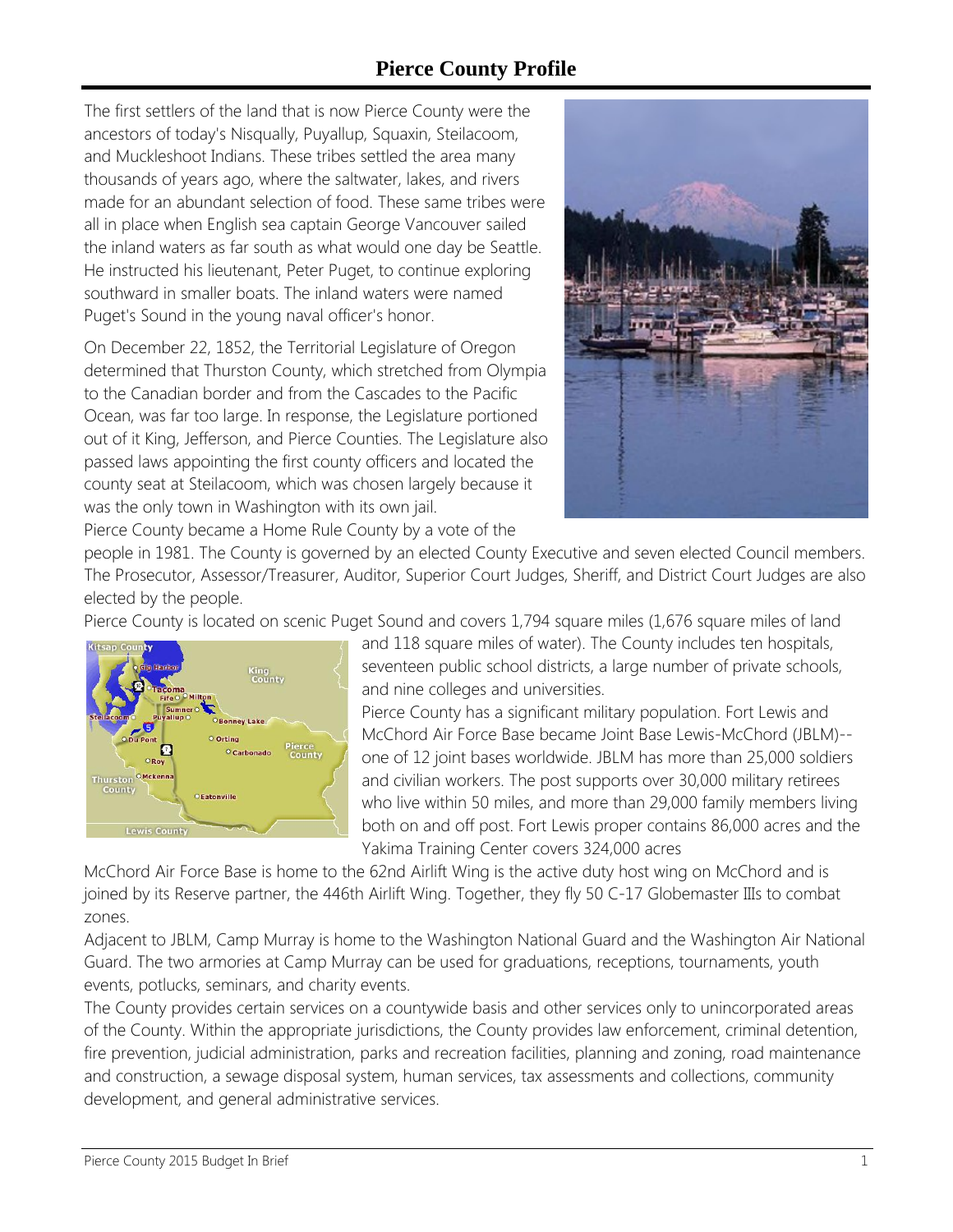# Pierce County Profile

The first settlers of the land that is now Pierce County were the ancestors of today's Nisqually, Puyallup, Squaxin, Steilacoom, and Muckleshoot Indians. These tribes settled the area many thousands of years ago, where the saltwater, lakes, and rivers made for an abundant selection of food. These same tribes were all in place when English sea captain George Vancouver sailed the inland waters as far south as what would one day be Seattle. He instructed his lieutenant, Peter Puget, to continue exploring southward in smaller boats. The inland waters were named Puget's Sound in the young naval officer's honor.

On December 22, 1852, the Territorial Legislature of Oregon determined that Thurston County, which stretched from Olympia to the Canadian border and from the Cascades to the Pacific Ocean, was far too large. In response, the Legislature portioned out of it King, Jefferson, and Pierce Counties. The Legislature also passed laws appointing the first county officers and located the county seat at Steilacoom, which was chosen largely because it was the only town in Washington with its own jail.

Pierce County became a Home Rule County by a vote of the people in 1981. The County is governed by an elected County Executive and seven elected Council members. The Prosecutor, Assessor/Treasurer, Auditor, Superior Court Judges, Sheriff, and District Court Judges are also elected by the people.

Pierce County is located on scenic Puget Sound and covers 1,794 square miles (1,676 square miles of land and 118 square miles of water). The County includes ten hospitals, seventeen public school districts, a large number of private schools, and nine colleges and universities.

Pierce County has a significant military population. Fort Lewis and McChord Air Force Base became Joint Base Lewis-McChord (JBLM)--one of 12 joint bases worldwide. JBLM has more than 25,000 soldiers and civilian workers. The post supports over 30,000 military retirees who live within 50 miles, and more than 29,000 family members living both on and off post. Fort Lewis proper contains 86,000 acres and the Yakima Training Center covers 324,000 acres

McChord Air Force Base is home to the 62nd Airlift Wing is the active duty host wing on McChord and is joined by its Reserve partner, the 446th Airlift Wing. Together, they fly 50 C-17 Globemaster IIIs to combat zones.

Adjacent to JBLM, Camp Murray is home to the Washington National Guard and the Washington Air National Guard. The two armories at Camp Murray can be used for graduations, receptions, tournaments, youth events, potlucks, seminars, and charity events.

The County provides certain services on a countywide basis and other services only to unincorporated areas of the County. Within the appropriate jurisdictions, the County provides law enforcement, criminal detention, fire prevention, judicial administration, parks and recreation facilities, planning and zoning, road maintenance and construction, a sewage disposal system, human services, tax assessments and collections, community development, and general administrative services.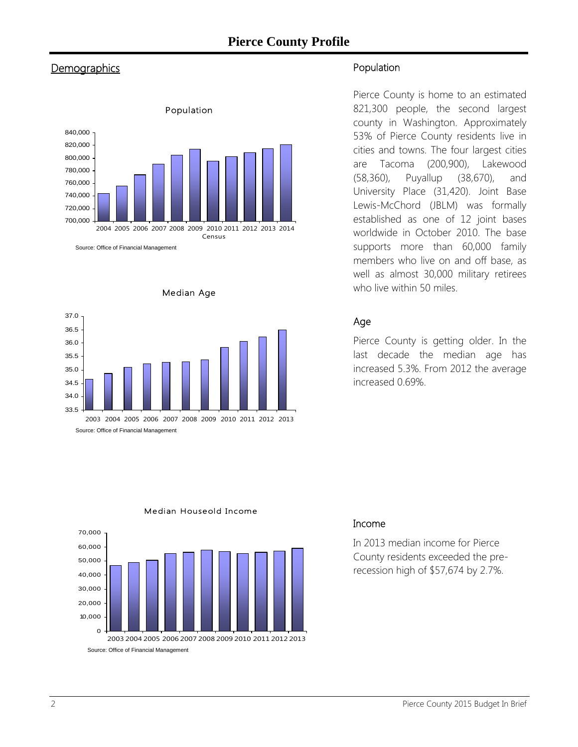# Pierce County Profile

## Demographics

Population

Source: Office of Financial Management

Median Age

Source: Office of Financial Management

Median Houseold Income

Source: Office of Financial Management

### Population

Pierce County is home to an estimated 821,300 people, the second largest county in Washington. Approximately 53% of Pierce County residents live in cities and towns. The four largest cities are Tacoma (200,900), Lakewood (58,360), Puyallup (38,670), and University Place (31,420). Joint Base Lewis-McChord (JBLM) was formally established as one of 12 joint bases worldwide in October 2010. The base supports more than 60,000 family members who live on and off base, as well as almost 30,000 military retirees who live within 50 miles.

### Age

Pierce County is getting older. In the last decade the median age has increased 5.3%. From 2012 the average increased 0.69%.

### Income

In 2013 median income for Pierce County residents exceeded the pre-recession high of $57,674 by 2.7%.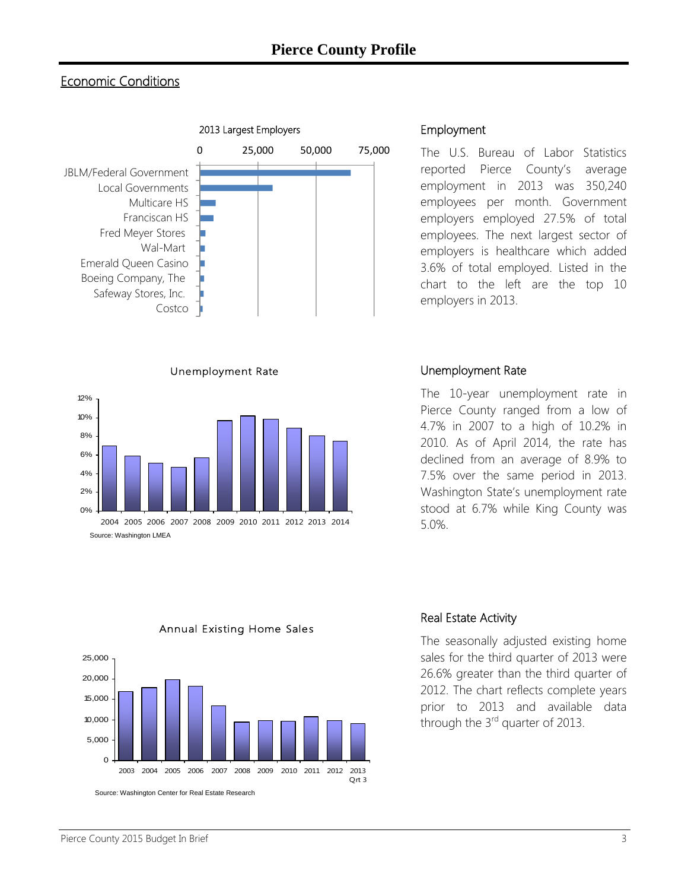# Pierce County Profile

## Economic Conditions

2013 Largest Employers

| Employer |
|---|
| JBLM/Federal Government |
| Local Governments |
| Multicare HS |
| Franciscan HS |
| Fred Meyer Stores |
| Wal-Mart |
| Emerald Queen Casino |
| Boeing Company, The |
| Safeway Stores, Inc. |
| Costco |

### Employment

The U.S. Bureau of Labor Statistics reported Pierce County's average employment in 2013 was 350,240 employees per month. Government employers employed 27.5% of total employees. The next largest sector of employers is healthcare which added 3.6% of total employed. Listed in the chart to the left are the top 10 employers in 2013.

Unemployment Rate

Source: Washington LMEA

### Unemployment Rate

The 10-year unemployment rate in Pierce County ranged from a low of 4.7% in 2007 to a high of 10.2% in 2010. As of April 2014, the rate has declined from an average of 8.9% to 7.5% over the same period in 2013. Washington State's unemployment rate stood at 6.7% while King County was 5.0%.

Annual Existing Home Sales

Source: Washington Center for Real Estate Research

### Real Estate Activity

The seasonally adjusted existing home sales for the third quarter of 2013 were 26.6% greater than the third quarter of 2012. The chart reflects complete years prior to 2013 and available data through the 3rd quarter of 2013.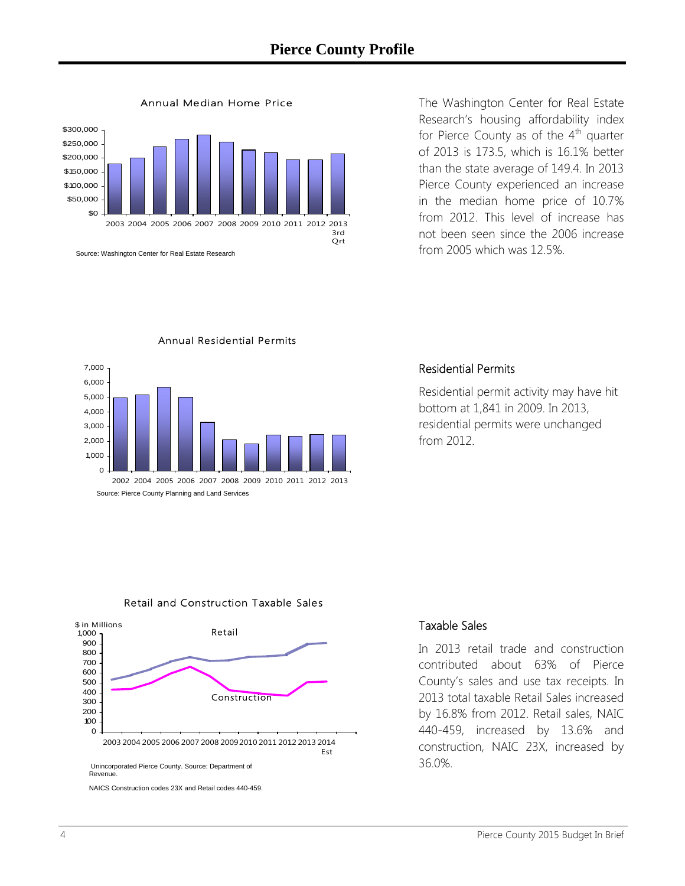# Pierce County Profile

**Annual Median Home Price**

Source: Washington Center for Real Estate Research

The Washington Center for Real Estate Research's housing affordability index for Pierce County as of the 4th quarter of 2013 is 173.5, which is 16.1% better than the state average of 149.4. In 2013 Pierce County experienced an increase in the median home price of 10.7% from 2012. This level of increase has not been seen since the 2006 increase from 2005 which was 12.5%.

**Annual Residential Permits**

Source: Pierce County Planning and Land Services

## Residential Permits

Residential permit activity may have hit bottom at 1,841 in 2009. In 2013, residential permits were unchanged from 2012.

**Retail and Construction Taxable Sales**

Unincorporated Pierce County. Source: Department of Revenue.

NAICS Construction codes 23X and Retail codes 440-459.

## Taxable Sales

In 2013 retail trade and construction contributed about 63% of Pierce County's sales and use tax receipts. In 2013 total taxable Retail Sales increased by 16.8% from 2012. Retail sales, NAIC 440-459, increased by 13.6% and construction, NAIC 23X, increased by 36.0%.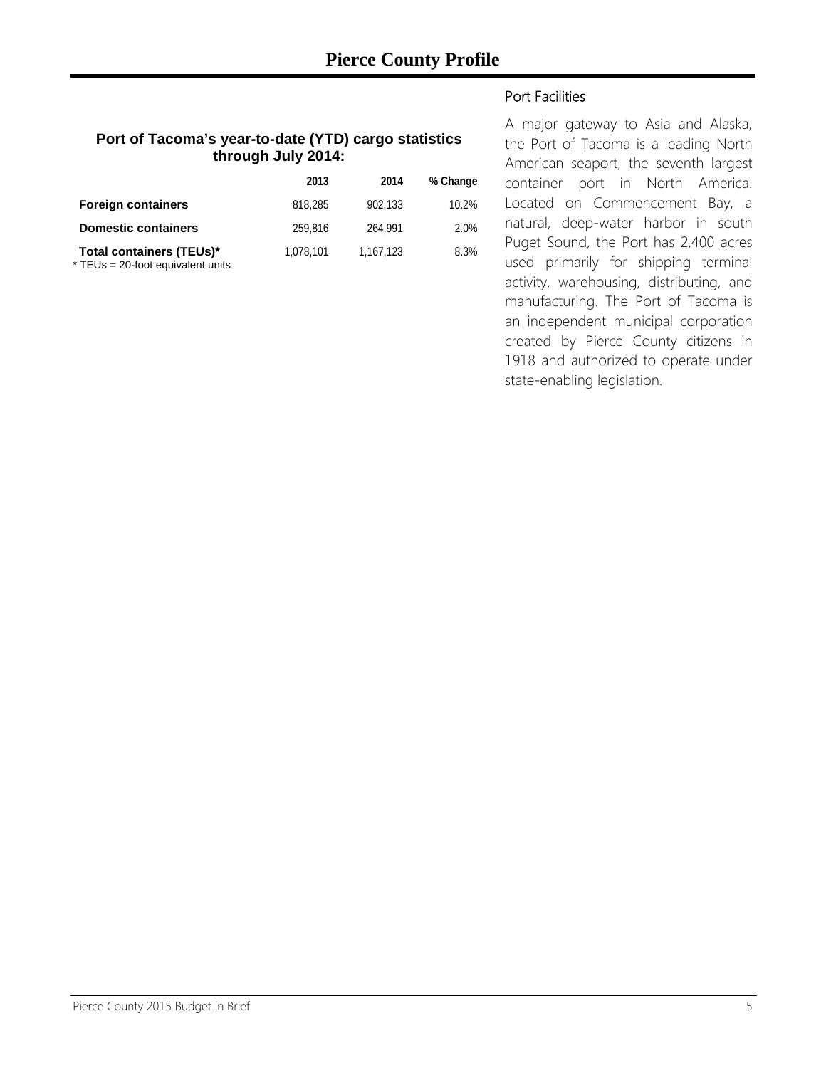# Pierce County Profile

### Port of Tacoma's year-to-date (YTD) cargo statistics through July 2014:

| | 2013 | 2014 | % Change |
|---|---|---|---|
| **Foreign containers** | 818,285 | 902,133 | 10.2% |
| **Domestic containers** | 259,816 | 264,991 | 2.0% |
| **Total containers (TEUs)*** | 1,078,101 | 1,167,123 | 8.3% |

* TEUs = 20-foot equivalent units

## Port Facilities

A major gateway to Asia and Alaska, the Port of Tacoma is a leading North American seaport, the seventh largest container port in North America. Located on Commencement Bay, a natural, deep-water harbor in south Puget Sound, the Port has 2,400 acres used primarily for shipping terminal activity, warehousing, distributing, and manufacturing. The Port of Tacoma is an independent municipal corporation created by Pierce County citizens in 1918 and authorized to operate under state-enabling legislation.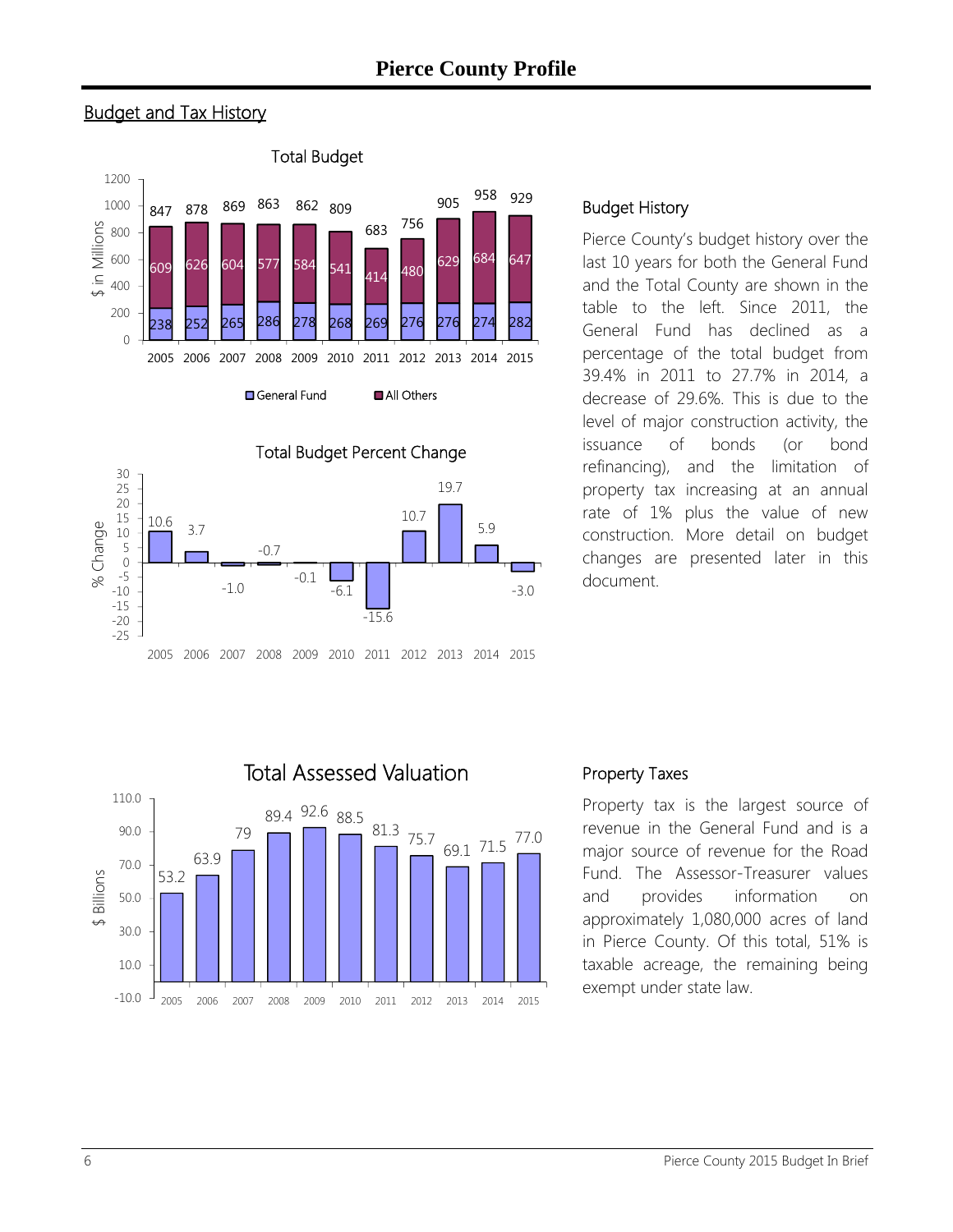# Pierce County Profile

## Budget and Tax History

**Total Budget** ($ in Millions)

| Year | General Fund | All Others | Total |
|---|---|---|---|
| 2005 | 238 | 609 | 847 |
| 2006 | 252 | 626 | 878 |
| 2007 | 265 | 604 | 869 |
| 2008 | 286 | 577 | 863 |
| 2009 | 278 | 584 | 862 |
| 2010 | 268 | 541 | 809 |
| 2011 | 269 | 414 | 683 |
| 2012 | 276 | 480 | 756 |
| 2013 | 276 | 629 | 905 |
| 2014 | 274 | 684 | 958 |
| 2015 | 282 | 647 | 929 |

**Total Budget Percent Change** (% Change)

| Year | % Change |
|---|---|
| 2005 | 10.6 |
| 2006 | 3.7 |
| 2007 | -1.0 |
| 2008 | -0.7 |
| 2009 | -0.1 |
| 2010 | -6.1 |
| 2011 | -15.6 |
| 2012 | 10.7 |
| 2013 | 19.7 |
| 2014 | 5.9 |
| 2015 | -3.0 |

### Budget History

Pierce County's budget history over the last 10 years for both the General Fund and the Total County are shown in the table to the left. Since 2011, the General Fund has declined as a percentage of the total budget from 39.4% in 2011 to 27.7% in 2014, a decrease of 29.6%. This is due to the level of major construction activity, the issuance of bonds (or bond refinancing), and the limitation of property tax increasing at an annual rate of 1% plus the value of new construction. More detail on budget changes are presented later in this document.

**Total Assessed Valuation** ($ Billions)

| Year | $ Billions |
|---|---|
| 2005 | 53.2 |
| 2006 | 63.9 |
| 2007 | 79 |
| 2008 | 89.4 |
| 2009 | 92.6 |
| 2010 | 88.5 |
| 2011 | 81.3 |
| 2012 | 75.7 |
| 2013 | 69.1 |
| 2014 | 71.5 |
| 2015 | 77.0 |

### Property Taxes

Property tax is the largest source of revenue in the General Fund and is a major source of revenue for the Road Fund. The Assessor-Treasurer values and provides information on approximately 1,080,000 acres of land in Pierce County. Of this total, 51% is taxable acreage, the remaining being exempt under state law.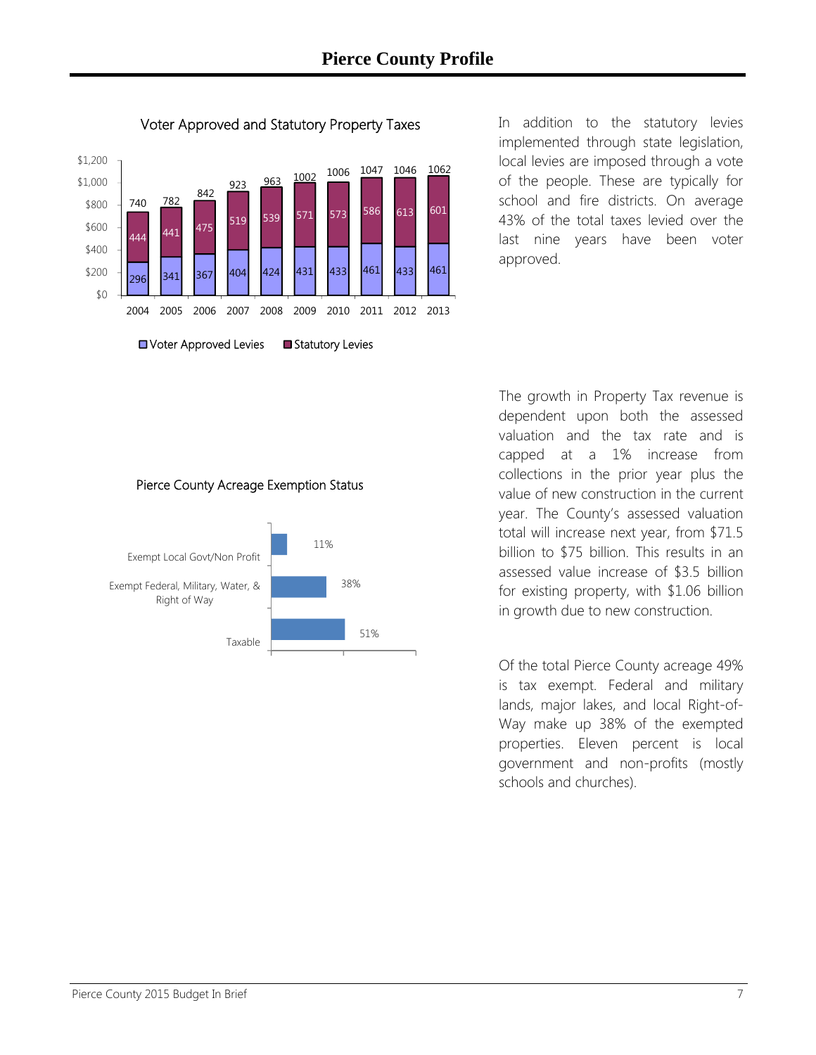# Pierce County Profile

**Voter Approved and Statutory Property Taxes**

| Year | Voter Approved Levies | Statutory Levies | Total |
|---|---|---|---|
| 2004 | 296 | 444 | 740 |
| 2005 | 341 | 441 | 782 |
| 2006 | 367 | 475 | 842 |
| 2007 | 404 | 519 | 923 |
| 2008 | 424 | 539 | 963 |
| 2009 | 431 | 571 | 1002 |
| 2010 | 433 | 573 | 1006 |
| 2011 | 461 | 586 | 1047 |
| 2012 | 433 | 613 | 1046 |
| 2013 | 461 | 601 | 1062 |

In addition to the statutory levies implemented through state legislation, local levies are imposed through a vote of the people. These are typically for school and fire districts. On average 43% of the total taxes levied over the last nine years have been voter approved.

The growth in Property Tax revenue is dependent upon both the assessed valuation and the tax rate and is capped at a 1% increase from collections in the prior year plus the value of new construction in the current year. The County's assessed valuation total will increase next year, from $71.5 billion to $75 billion. This results in an assessed value increase of $3.5 billion for existing property, with $1.06 billion in growth due to new construction.

**Pierce County Acreage Exemption Status**

| Category | Percent |
|---|---|
| Exempt Local Govt/Non Profit | 11% |
| Exempt Federal, Military, Water, & Right of Way | 38% |
| Taxable | 51% |

Of the total Pierce County acreage 49% is tax exempt. Federal and military lands, major lakes, and local Right-of-Way make up 38% of the exempted properties. Eleven percent is local government and non-profits (mostly schools and churches).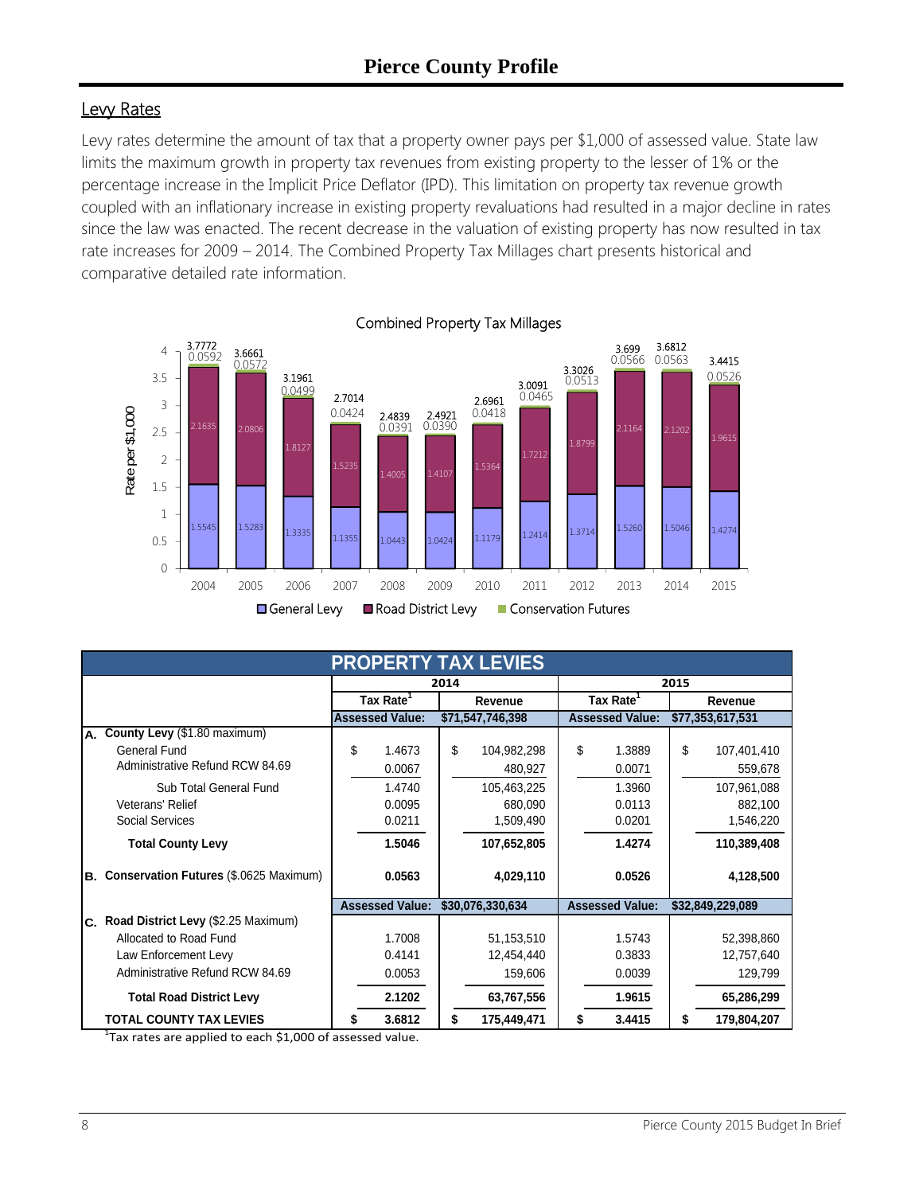# Pierce County Profile

## Levy Rates

Levy rates determine the amount of tax that a property owner pays per $1,000 of assessed value. State law limits the maximum growth in property tax revenues from existing property to the lesser of 1% or the percentage increase in the Implicit Price Deflator (IPD). This limitation on property tax revenue growth coupled with an inflationary increase in existing property revaluations had resulted in a major decline in rates since the law was enacted. The recent decrease in the valuation of existing property has now resulted in tax rate increases for 2009 – 2014. The Combined Property Tax Millages chart presents historical and comparative detailed rate information.

**Combined Property Tax Millages** (Rate per $1,000)

| Year | General Levy | Road District Levy | Conservation Futures | Total |
|---|---|---|---|---|
| 2004 | 1.5545 | 2.1635 | 0.0592 | 3.7772 |
| 2005 | 1.5283 | 2.0806 | 0.0572 | 3.6661 |
| 2006 | 1.3335 | 1.8127 | 0.0499 | 3.1961 |
| 2007 | 1.1355 | 1.5235 | 0.0424 | 2.7014 |
| 2008 | 1.0443 | 1.4005 | 0.0391 | 2.4839 |
| 2009 | 1.0424 | 1.4107 | 0.0390 | 2.4921 |
| 2010 | 1.1179 | 1.5364 | 0.0418 | 2.6961 |
| 2011 | 1.2414 | 1.7212 | 0.0465 | 3.0091 |
| 2012 | 1.3714 | 1.8799 | 0.0513 | 3.3026 |
| 2013 | 1.5260 | 2.1164 | 0.0566 | 3.699 |
| 2014 | 1.5046 | 2.1202 | 0.0563 | 3.6812 |
| 2015 | 1.4274 | 1.9615 | 0.0526 | 3.4415 |

| PROPERTY TAX LEVIES | 2014 | | 2015 | |
|---|---|---|---|---|
| | Tax Rate[1] | Revenue | Tax Rate[1] | Revenue |
| | Assessed Value: | $71,547,746,398 | Assessed Value: | $77,353,617,531 |
| **A. County Levy** ($1.80 maximum) | | | | |
| General Fund | $ 1.4673 | $ 104,982,298 | $ 1.3889 | $ 107,401,410 |
| Administrative Refund RCW 84.69 | 0.0067 | 480,927 | 0.0071 | 559,678 |
| Sub Total General Fund | 1.4740 | 105,463,225 | 1.3960 | 107,961,088 |
| Veterans' Relief | 0.0095 | 680,090 | 0.0113 | 882,100 |
| Social Services | 0.0211 | 1,509,490 | 0.0201 | 1,546,220 |
| **Total County Levy** | **1.5046** | **107,652,805** | **1.4274** | **110,389,408** |
| **B. Conservation Futures** ($.0625 Maximum) | **0.0563** | **4,029,110** | **0.0526** | **4,128,500** |
| | Assessed Value: | $30,076,330,634 | Assessed Value: | $32,849,229,089 |
| **C. Road District Levy** ($2.25 Maximum) | | | | |
| Allocated to Road Fund | 1.7008 | 51,153,510 | 1.5743 | 52,398,860 |
| Law Enforcement Levy | 0.4141 | 12,454,440 | 0.3833 | 12,757,640 |
| Administrative Refund RCW 84.69 | 0.0053 | 159,606 | 0.0039 | 129,799 |
| **Total Road District Levy** | **2.1202** | **63,767,556** | **1.9615** | **65,286,299** |
| **TOTAL COUNTY TAX LEVIES** | **$ 3.6812** | **$ 175,449,471** | **$ 3.4415** | **$ 179,804,207** |

[1]Tax rates are applied to each $1,000 of assessed value.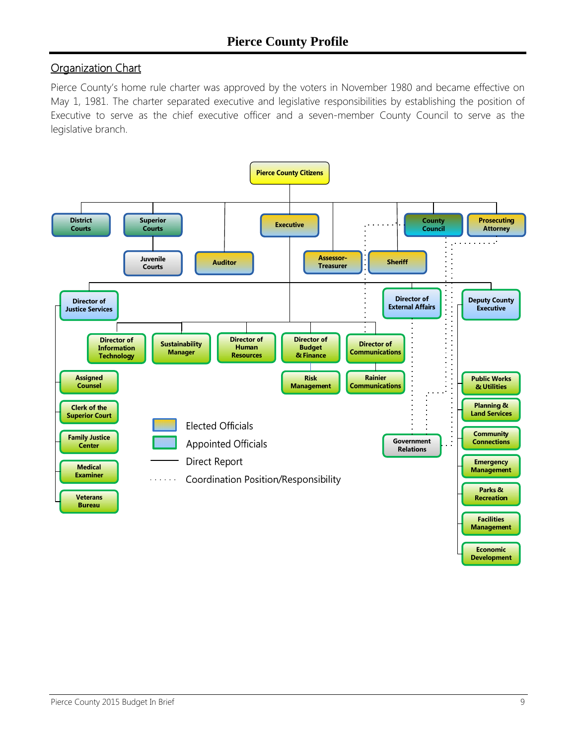## Organization Chart

Pierce County's home rule charter was approved by the voters in November 1980 and became effective on May 1, 1981. The charter separated executive and legislative responsibilities by establishing the position of Executive to serve as the chief executive officer and a seven-member County Council to serve as the legislative branch.

Pierce County Citizens

District Courts

Superior Courts

Juvenile Courts

Auditor

Executive

Assessor-Treasurer

Sheriff

County Council

Prosecuting Attorney

Director of Justice Services

Director of External Affairs

Deputy County Executive

Director of Information Technology

Sustainability Manager

Director of Human Resources

Director of Budget & Finance

Director of Communications

Risk Management

Rainier Communications

Assigned Counsel

Clerk of the Superior Court

Family Justice Center

Medical Examiner

Veterans Bureau

Government Relations

Public Works & Utilities

Planning & Land Services

Community Connections

Emergency Management

Parks & Recreation

Facilities Management

Economic Development

Elected Officials

Appointed Officials

Direct Report

Coordination Position/Responsibility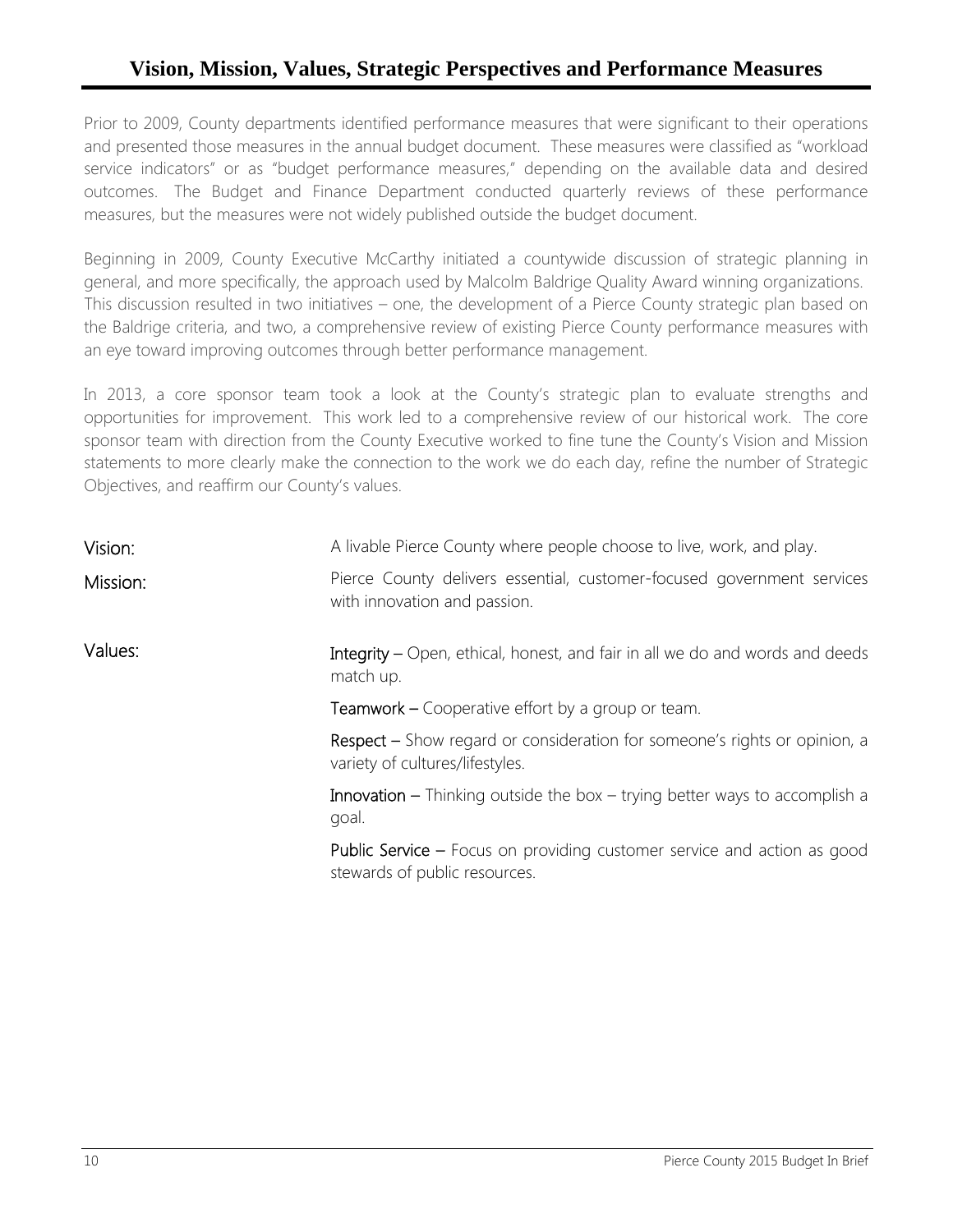# Vision, Mission, Values, Strategic Perspectives and Performance Measures

Prior to 2009, County departments identified performance measures that were significant to their operations and presented those measures in the annual budget document. These measures were classified as "workload service indicators" or as "budget performance measures," depending on the available data and desired outcomes. The Budget and Finance Department conducted quarterly reviews of these performance measures, but the measures were not widely published outside the budget document.

Beginning in 2009, County Executive McCarthy initiated a countywide discussion of strategic planning in general, and more specifically, the approach used by Malcolm Baldrige Quality Award winning organizations. This discussion resulted in two initiatives – one, the development of a Pierce County strategic plan based on the Baldrige criteria, and two, a comprehensive review of existing Pierce County performance measures with an eye toward improving outcomes through better performance management.

In 2013, a core sponsor team took a look at the County's strategic plan to evaluate strengths and opportunities for improvement. This work led to a comprehensive review of our historical work. The core sponsor team with direction from the County Executive worked to fine tune the County's Vision and Mission statements to more clearly make the connection to the work we do each day, refine the number of Strategic Objectives, and reaffirm our County's values.

**Vision:** A livable Pierce County where people choose to live, work, and play.

**Mission:** Pierce County delivers essential, customer-focused government services with innovation and passion.

**Values:**

**Integrity** – Open, ethical, honest, and fair in all we do and words and deeds match up.

**Teamwork** – Cooperative effort by a group or team.

**Respect** – Show regard or consideration for someone's rights or opinion, a variety of cultures/lifestyles.

**Innovation** – Thinking outside the box – trying better ways to accomplish a goal.

**Public Service** – Focus on providing customer service and action as good stewards of public resources.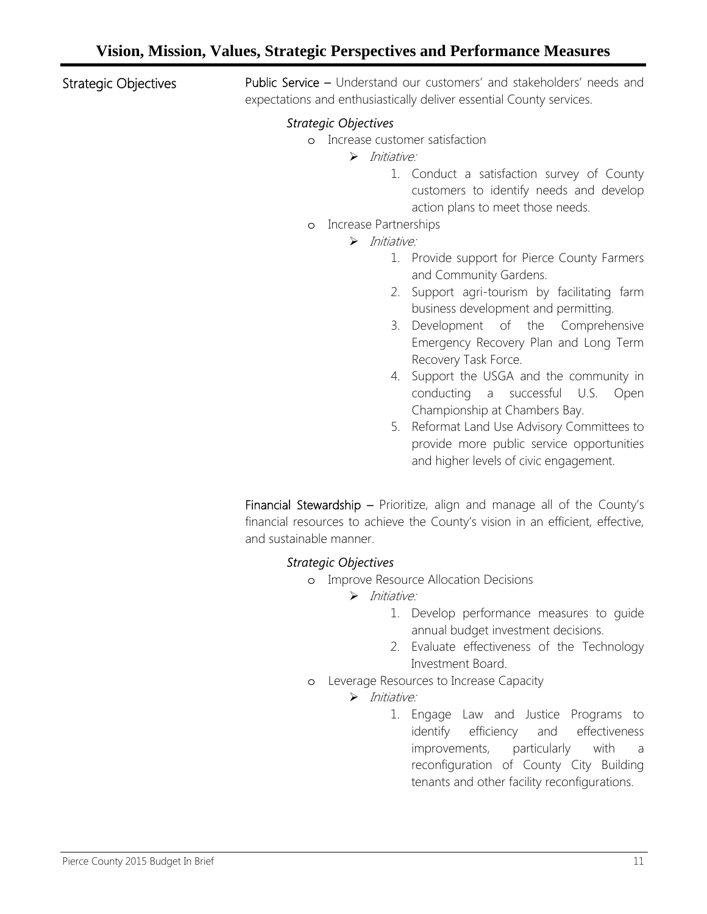# Vision, Mission, Values, Strategic Perspectives and Performance Measures

## Strategic Objectives

**Public Service –** Understand our customers' and stakeholders' needs and expectations and enthusiastically deliver essential County services.

*Strategic Objectives*

- Increase customer satisfaction
  - *Initiative:*
    1. Conduct a satisfaction survey of County customers to identify needs and develop action plans to meet those needs.
- Increase Partnerships
  - *Initiative:*
    1. Provide support for Pierce County Farmers and Community Gardens.
    2. Support agri-tourism by facilitating farm business development and permitting.
    3. Development of the Comprehensive Emergency Recovery Plan and Long Term Recovery Task Force.
    4. Support the USGA and the community in conducting a successful U.S. Open Championship at Chambers Bay.
    5. Reformat Land Use Advisory Committees to provide more public service opportunities and higher levels of civic engagement.

**Financial Stewardship –** Prioritize, align and manage all of the County's financial resources to achieve the County's vision in an efficient, effective, and sustainable manner.

*Strategic Objectives*

- Improve Resource Allocation Decisions
  - *Initiative:*
    1. Develop performance measures to guide annual budget investment decisions.
    2. Evaluate effectiveness of the Technology Investment Board.
- Leverage Resources to Increase Capacity
  - *Initiative:*
    1. Engage Law and Justice Programs to identify efficiency and effectiveness improvements, particularly with a reconfiguration of County City Building tenants and other facility reconfigurations.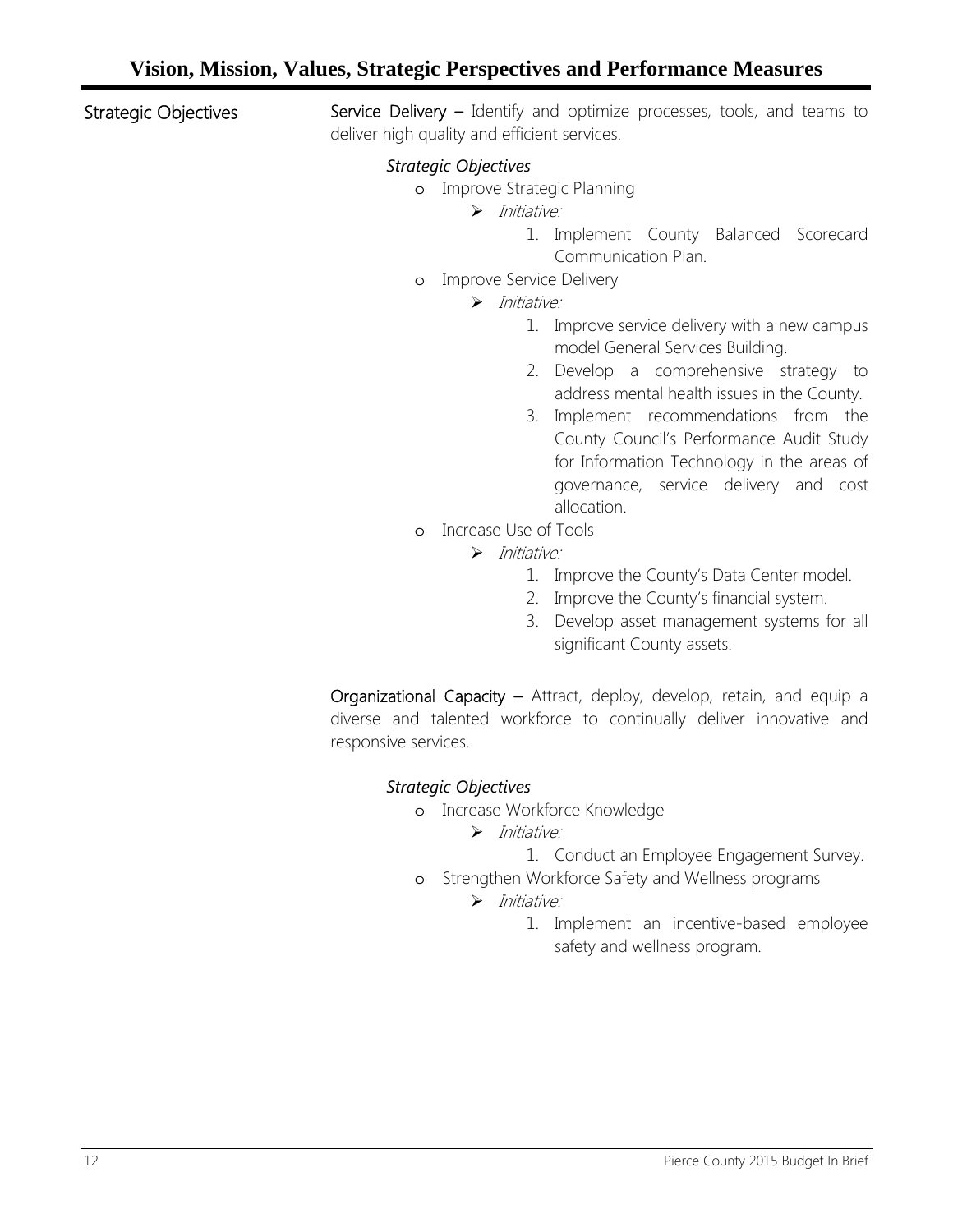# Vision, Mission, Values, Strategic Perspectives and Performance Measures

## Strategic Objectives

**Service Delivery** – Identify and optimize processes, tools, and teams to deliver high quality and efficient services.

*Strategic Objectives*

- Improve Strategic Planning
  - *Initiative:*
    1. Implement County Balanced Scorecard Communication Plan.
- Improve Service Delivery
  - *Initiative:*
    1. Improve service delivery with a new campus model General Services Building.
    2. Develop a comprehensive strategy to address mental health issues in the County.
    3. Implement recommendations from the County Council's Performance Audit Study for Information Technology in the areas of governance, service delivery and cost allocation.
- Increase Use of Tools
  - *Initiative:*
    1. Improve the County's Data Center model.
    2. Improve the County's financial system.
    3. Develop asset management systems for all significant County assets.

**Organizational Capacity** – Attract, deploy, develop, retain, and equip a diverse and talented workforce to continually deliver innovative and responsive services.

*Strategic Objectives*

- Increase Workforce Knowledge
  - *Initiative:*
    1. Conduct an Employee Engagement Survey.
- Strengthen Workforce Safety and Wellness programs
  - *Initiative:*
    1. Implement an incentive-based employee safety and wellness program.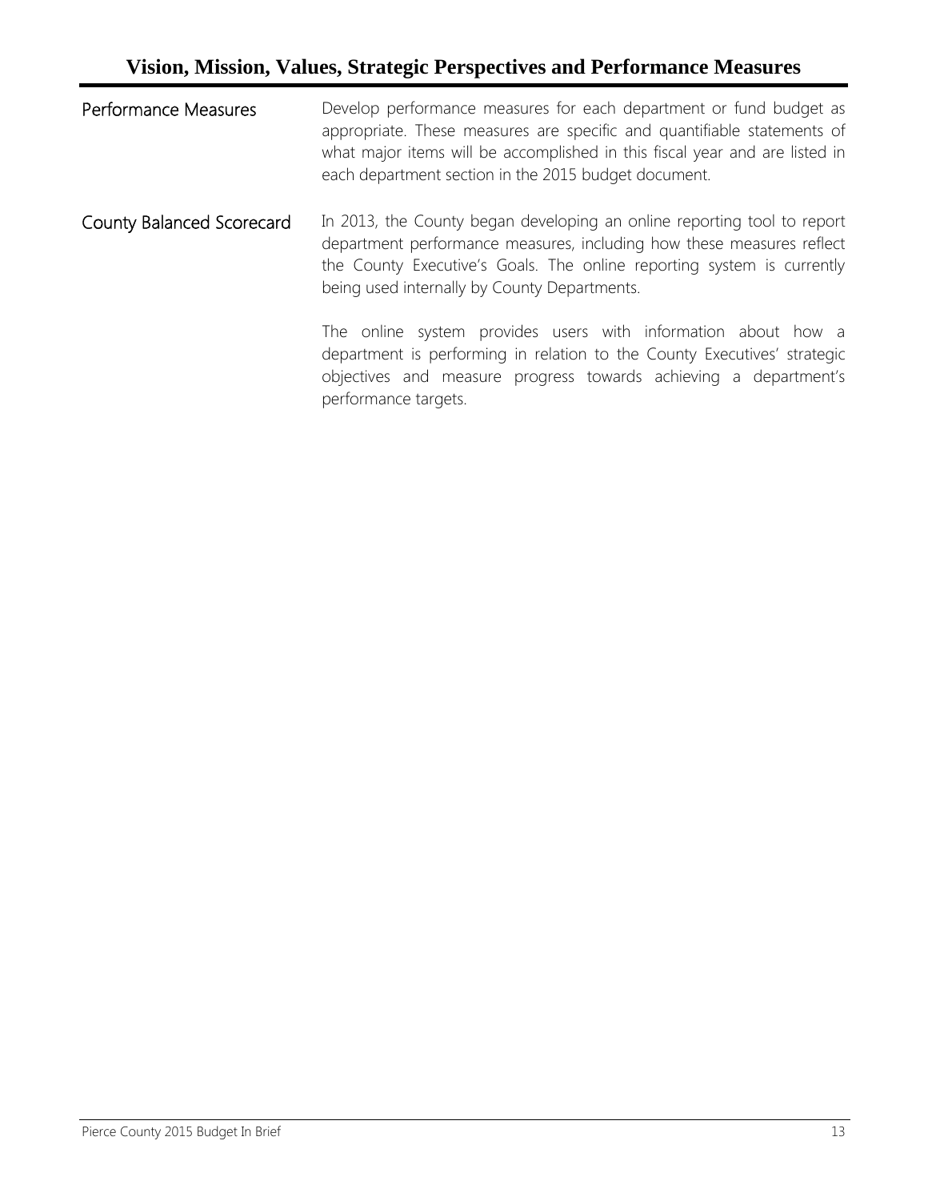# Vision, Mission, Values, Strategic Perspectives and Performance Measures

**Performance Measures**

Develop performance measures for each department or fund budget as appropriate. These measures are specific and quantifiable statements of what major items will be accomplished in this fiscal year and are listed in each department section in the 2015 budget document.

**County Balanced Scorecard**

In 2013, the County began developing an online reporting tool to report department performance measures, including how these measures reflect the County Executive's Goals. The online reporting system is currently being used internally by County Departments.

The online system provides users with information about how a department is performing in relation to the County Executives' strategic objectives and measure progress towards achieving a department's performance targets.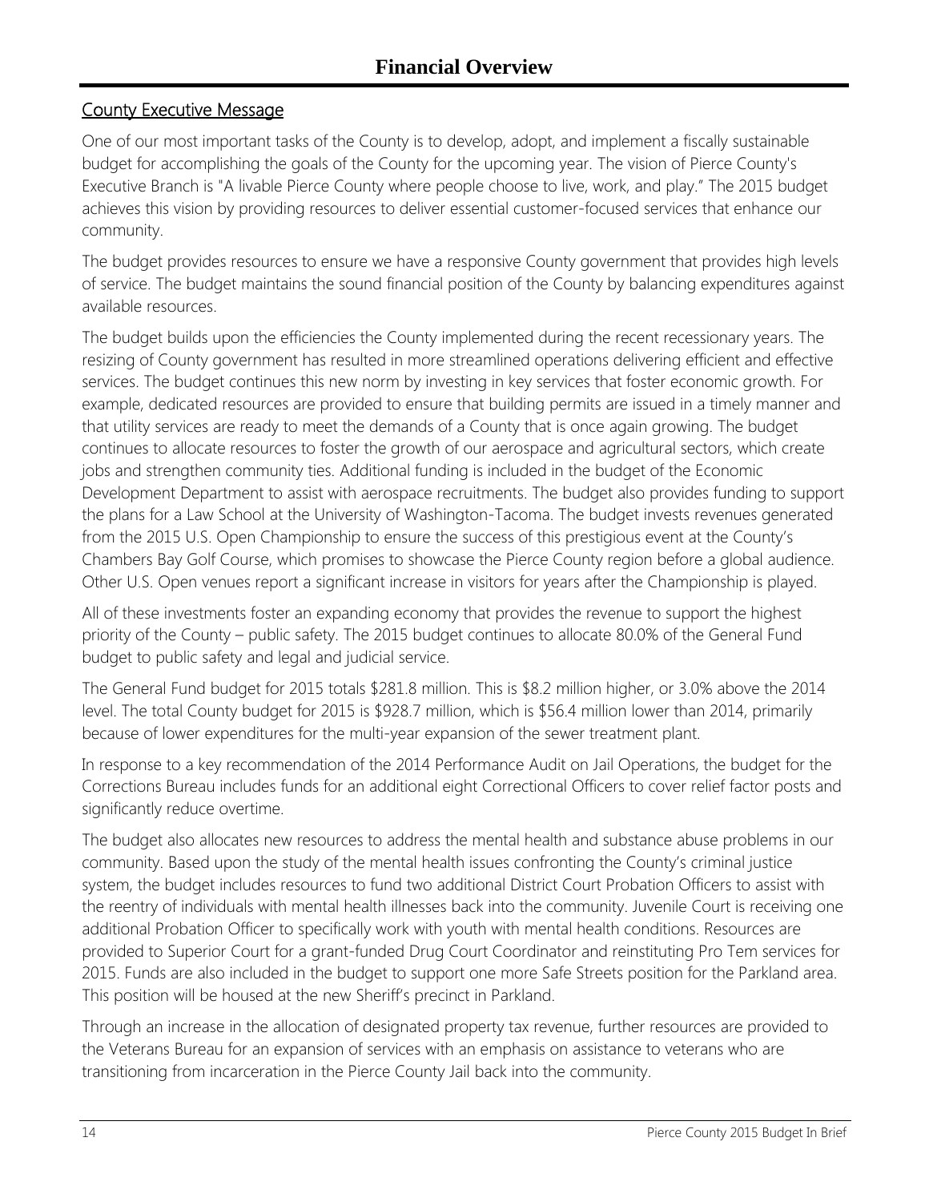# Financial Overview

## County Executive Message

One of our most important tasks of the County is to develop, adopt, and implement a fiscally sustainable budget for accomplishing the goals of the County for the upcoming year. The vision of Pierce County's Executive Branch is "A livable Pierce County where people choose to live, work, and play." The 2015 budget achieves this vision by providing resources to deliver essential customer-focused services that enhance our community.

The budget provides resources to ensure we have a responsive County government that provides high levels of service. The budget maintains the sound financial position of the County by balancing expenditures against available resources.

The budget builds upon the efficiencies the County implemented during the recent recessionary years. The resizing of County government has resulted in more streamlined operations delivering efficient and effective services. The budget continues this new norm by investing in key services that foster economic growth. For example, dedicated resources are provided to ensure that building permits are issued in a timely manner and that utility services are ready to meet the demands of a County that is once again growing. The budget continues to allocate resources to foster the growth of our aerospace and agricultural sectors, which create jobs and strengthen community ties. Additional funding is included in the budget of the Economic Development Department to assist with aerospace recruitments. The budget also provides funding to support the plans for a Law School at the University of Washington-Tacoma. The budget invests revenues generated from the 2015 U.S. Open Championship to ensure the success of this prestigious event at the County's Chambers Bay Golf Course, which promises to showcase the Pierce County region before a global audience. Other U.S. Open venues report a significant increase in visitors for years after the Championship is played.

All of these investments foster an expanding economy that provides the revenue to support the highest priority of the County – public safety. The 2015 budget continues to allocate 80.0% of the General Fund budget to public safety and legal and judicial service.

The General Fund budget for 2015 totals $281.8 million. This is $8.2 million higher, or 3.0% above the 2014 level. The total County budget for 2015 is $928.7 million, which is $56.4 million lower than 2014, primarily because of lower expenditures for the multi-year expansion of the sewer treatment plant.

In response to a key recommendation of the 2014 Performance Audit on Jail Operations, the budget for the Corrections Bureau includes funds for an additional eight Correctional Officers to cover relief factor posts and significantly reduce overtime.

The budget also allocates new resources to address the mental health and substance abuse problems in our community. Based upon the study of the mental health issues confronting the County's criminal justice system, the budget includes resources to fund two additional District Court Probation Officers to assist with the reentry of individuals with mental health illnesses back into the community. Juvenile Court is receiving one additional Probation Officer to specifically work with youth with mental health conditions. Resources are provided to Superior Court for a grant-funded Drug Court Coordinator and reinstituting Pro Tem services for 2015. Funds are also included in the budget to support one more Safe Streets position for the Parkland area. This position will be housed at the new Sheriff's precinct in Parkland.

Through an increase in the allocation of designated property tax revenue, further resources are provided to the Veterans Bureau for an expansion of services with an emphasis on assistance to veterans who are transitioning from incarceration in the Pierce County Jail back into the community.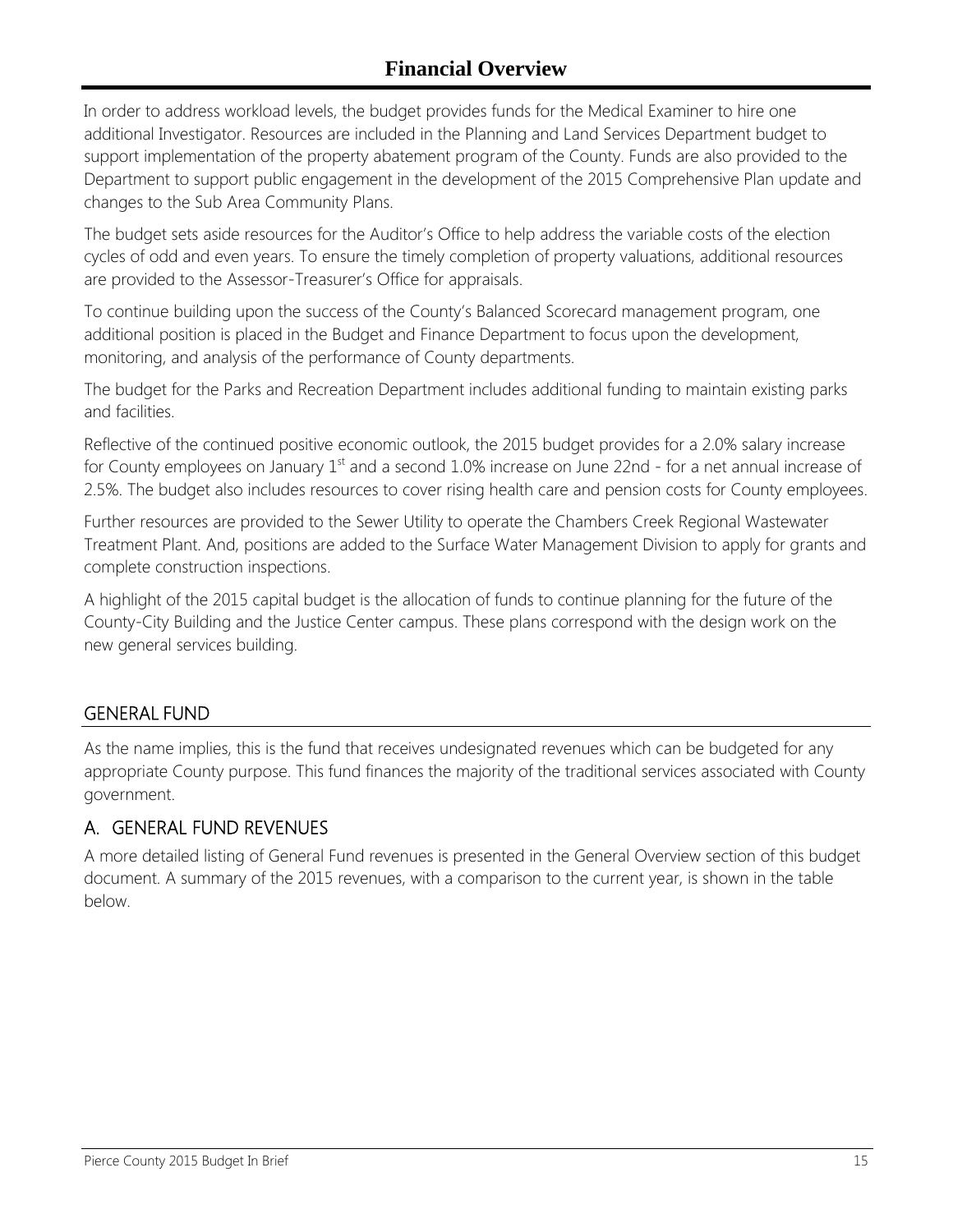# Financial Overview

In order to address workload levels, the budget provides funds for the Medical Examiner to hire one additional Investigator. Resources are included in the Planning and Land Services Department budget to support implementation of the property abatement program of the County. Funds are also provided to the Department to support public engagement in the development of the 2015 Comprehensive Plan update and changes to the Sub Area Community Plans.

The budget sets aside resources for the Auditor's Office to help address the variable costs of the election cycles of odd and even years. To ensure the timely completion of property valuations, additional resources are provided to the Assessor-Treasurer's Office for appraisals.

To continue building upon the success of the County's Balanced Scorecard management program, one additional position is placed in the Budget and Finance Department to focus upon the development, monitoring, and analysis of the performance of County departments.

The budget for the Parks and Recreation Department includes additional funding to maintain existing parks and facilities.

Reflective of the continued positive economic outlook, the 2015 budget provides for a 2.0% salary increase for County employees on January 1st and a second 1.0% increase on June 22nd - for a net annual increase of 2.5%. The budget also includes resources to cover rising health care and pension costs for County employees.

Further resources are provided to the Sewer Utility to operate the Chambers Creek Regional Wastewater Treatment Plant. And, positions are added to the Surface Water Management Division to apply for grants and complete construction inspections.

A highlight of the 2015 capital budget is the allocation of funds to continue planning for the future of the County-City Building and the Justice Center campus. These plans correspond with the design work on the new general services building.

## GENERAL FUND

As the name implies, this is the fund that receives undesignated revenues which can be budgeted for any appropriate County purpose. This fund finances the majority of the traditional services associated with County government.

## A. GENERAL FUND REVENUES

A more detailed listing of General Fund revenues is presented in the General Overview section of this budget document. A summary of the 2015 revenues, with a comparison to the current year, is shown in the table below.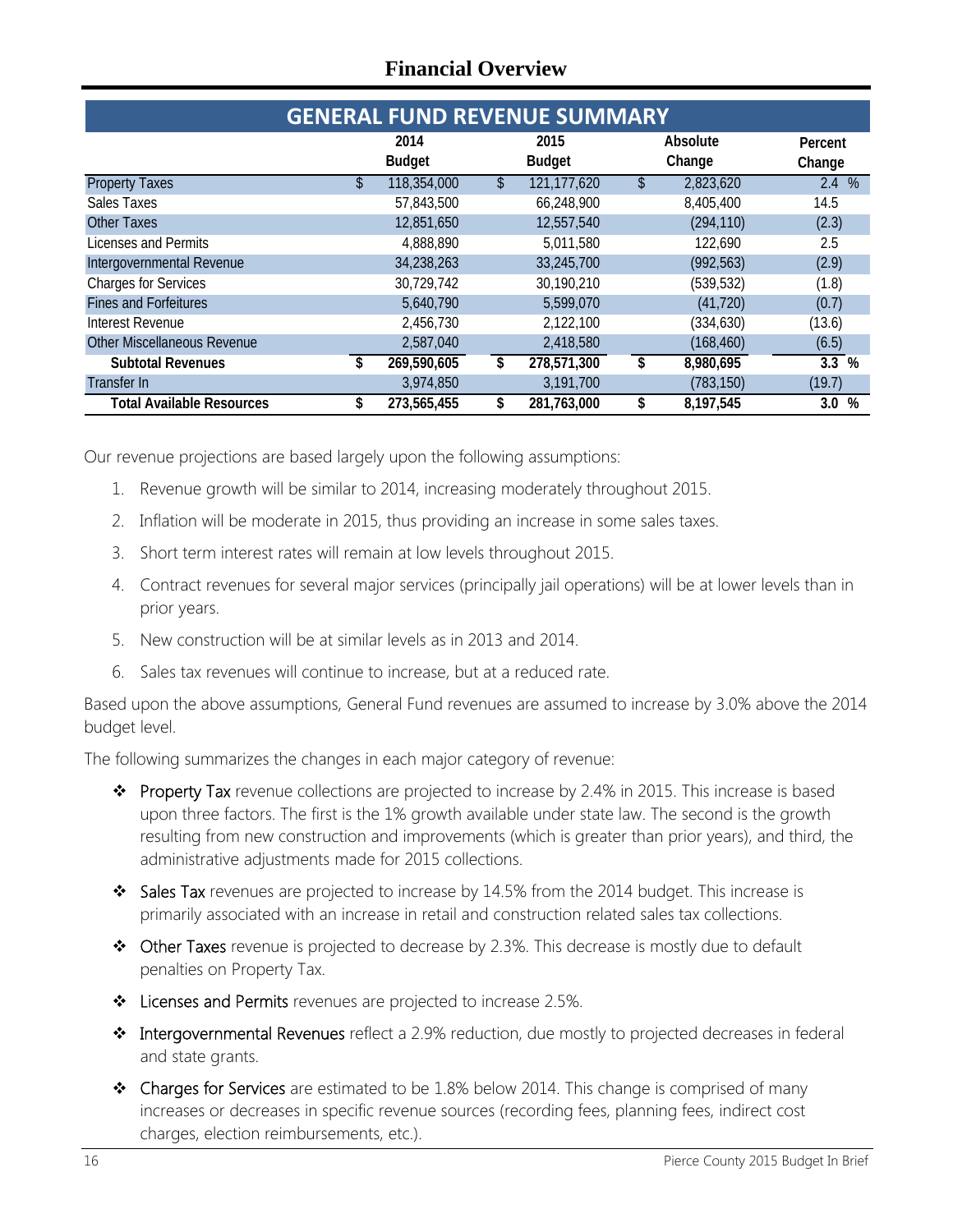## Financial Overview

### GENERAL FUND REVENUE SUMMARY

| | 2014 Budget | 2015 Budget | Absolute Change | Percent Change |
|---|---|---|---|---|
| Property Taxes | $ 118,354,000 | $ 121,177,620 | $ 2,823,620 | 2.4 % |
| Sales Taxes | 57,843,500 | 66,248,900 | 8,405,400 | 14.5 |
| Other Taxes | 12,851,650 | 12,557,540 | (294,110) | (2.3) |
| Licenses and Permits | 4,888,890 | 5,011,580 | 122,690 | 2.5 |
| Intergovernmental Revenue | 34,238,263 | 33,245,700 | (992,563) | (2.9) |
| Charges for Services | 30,729,742 | 30,190,210 | (539,532) | (1.8) |
| Fines and Forfeitures | 5,640,790 | 5,599,070 | (41,720) | (0.7) |
| Interest Revenue | 2,456,730 | 2,122,100 | (334,630) | (13.6) |
| Other Miscellaneous Revenue | 2,587,040 | 2,418,580 | (168,460) | (6.5) |
| **Subtotal Revenues** | **$ 269,590,605** | **$ 278,571,300** | **$ 8,980,695** | **3.3 %** |
| Transfer In | 3,974,850 | 3,191,700 | (783,150) | (19.7) |
| **Total Available Resources** | **$ 273,565,455** | **$ 281,763,000** | **$ 8,197,545** | **3.0 %** |

Our revenue projections are based largely upon the following assumptions:

1. Revenue growth will be similar to 2014, increasing moderately throughout 2015.
2. Inflation will be moderate in 2015, thus providing an increase in some sales taxes.
3. Short term interest rates will remain at low levels throughout 2015.
4. Contract revenues for several major services (principally jail operations) will be at lower levels than in prior years.
5. New construction will be at similar levels as in 2013 and 2014.
6. Sales tax revenues will continue to increase, but at a reduced rate.

Based upon the above assumptions, General Fund revenues are assumed to increase by 3.0% above the 2014 budget level.

The following summarizes the changes in each major category of revenue:

- Property Tax revenue collections are projected to increase by 2.4% in 2015. This increase is based upon three factors. The first is the 1% growth available under state law. The second is the growth resulting from new construction and improvements (which is greater than prior years), and third, the administrative adjustments made for 2015 collections.
- Sales Tax revenues are projected to increase by 14.5% from the 2014 budget. This increase is primarily associated with an increase in retail and construction related sales tax collections.
- Other Taxes revenue is projected to decrease by 2.3%. This decrease is mostly due to default penalties on Property Tax.
- Licenses and Permits revenues are projected to increase 2.5%.
- Intergovernmental Revenues reflect a 2.9% reduction, due mostly to projected decreases in federal and state grants.
- Charges for Services are estimated to be 1.8% below 2014. This change is comprised of many increases or decreases in specific revenue sources (recording fees, planning fees, indirect cost charges, election reimbursements, etc.).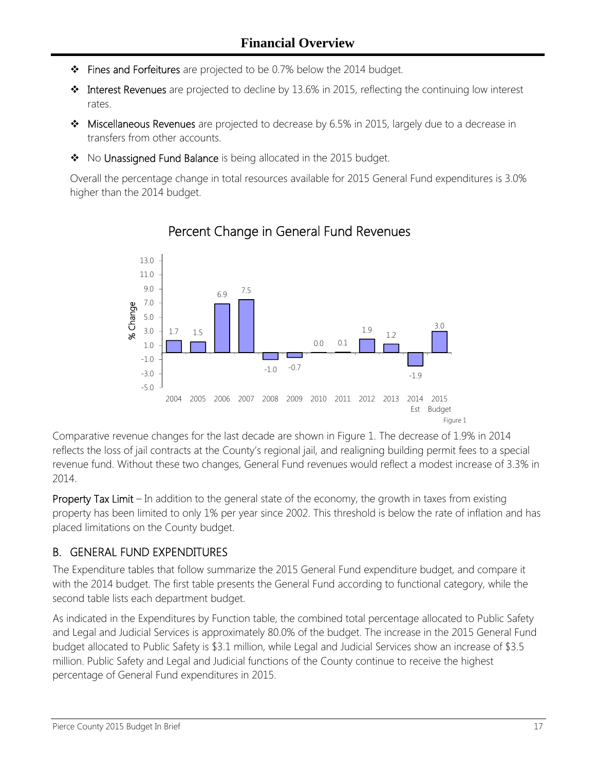- **Fines and Forfeitures** are projected to be 0.7% below the 2014 budget.
- **Interest Revenues** are projected to decline by 13.6% in 2015, reflecting the continuing low interest rates.
- **Miscellaneous Revenues** are projected to decrease by 6.5% in 2015, largely due to a decrease in transfers from other accounts.
- No **Unassigned Fund Balance** is being allocated in the 2015 budget.

Overall the percentage change in total resources available for 2015 General Fund expenditures is 3.0% higher than the 2014 budget.

**Percent Change in General Fund Revenues**

| Year | % Change |
|---|---|
| 2004 | 1.7 |
| 2005 | 1.5 |
| 2006 | 6.9 |
| 2007 | 7.5 |
| 2008 | -1.0 |
| 2009 | -0.7 |
| 2010 | 0.0 |
| 2011 | 0.1 |
| 2012 | 1.9 |
| 2013 | 1.2 |
| 2014 Est | -1.9 |
| 2015 Budget | 3.0 |

Figure 1

Comparative revenue changes for the last decade are shown in Figure 1. The decrease of 1.9% in 2014 reflects the loss of jail contracts at the County's regional jail, and realigning building permit fees to a special revenue fund. Without these two changes, General Fund revenues would reflect a modest increase of 3.3% in 2014.

**Property Tax Limit** – In addition to the general state of the economy, the growth in taxes from existing property has been limited to only 1% per year since 2002. This threshold is below the rate of inflation and has placed limitations on the County budget.

## B. GENERAL FUND EXPENDITURES

The Expenditure tables that follow summarize the 2015 General Fund expenditure budget, and compare it with the 2014 budget. The first table presents the General Fund according to functional category, while the second table lists each department budget.

As indicated in the Expenditures by Function table, the combined total percentage allocated to Public Safety and Legal and Judicial Services is approximately 80.0% of the budget. The increase in the 2015 General Fund budget allocated to Public Safety is $3.1 million, while Legal and Judicial Services show an increase of $3.5 million. Public Safety and Legal and Judicial functions of the County continue to receive the highest percentage of General Fund expenditures in 2015.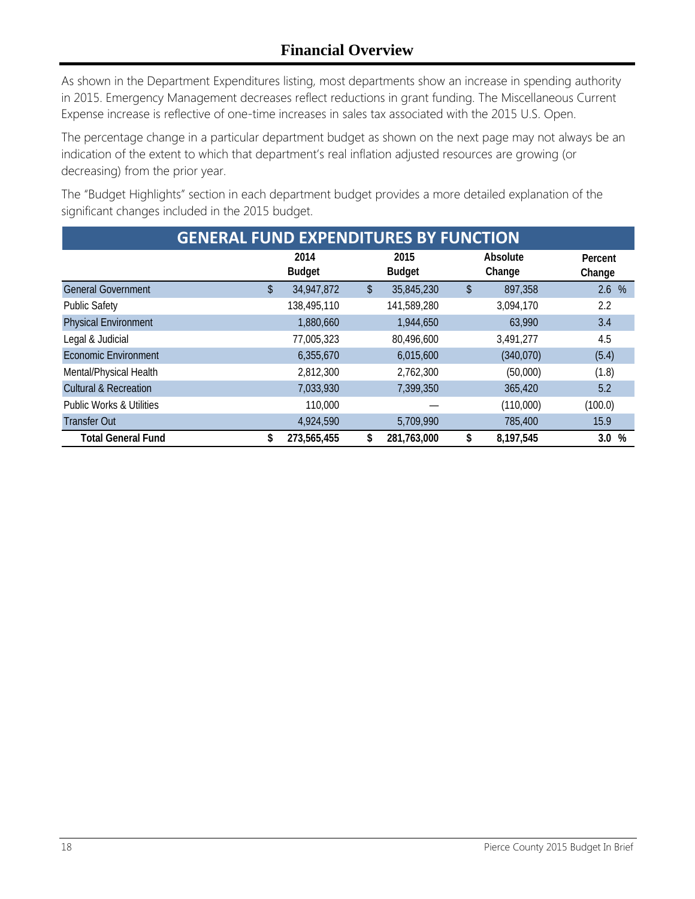# Financial Overview

As shown in the Department Expenditures listing, most departments show an increase in spending authority in 2015. Emergency Management decreases reflect reductions in grant funding. The Miscellaneous Current Expense increase is reflective of one-time increases in sales tax associated with the 2015 U.S. Open.

The percentage change in a particular department budget as shown on the next page may not always be an indication of the extent to which that department's real inflation adjusted resources are growing (or decreasing) from the prior year.

The "Budget Highlights" section in each department budget provides a more detailed explanation of the significant changes included in the 2015 budget.

## GENERAL FUND EXPENDITURES BY FUNCTION

| | 2014 Budget | 2015 Budget | Absolute Change | Percent Change |
|---|---|---|---|---|
| General Government | $ 34,947,872 | $ 35,845,230 | $ 897,358 | 2.6 % |
| Public Safety | 138,495,110 | 141,589,280 | 3,094,170 | 2.2 |
| Physical Environment | 1,880,660 | 1,944,650 | 63,990 | 3.4 |
| Legal & Judicial | 77,005,323 | 80,496,600 | 3,491,277 | 4.5 |
| Economic Environment | 6,355,670 | 6,015,600 | (340,070) | (5.4) |
| Mental/Physical Health | 2,812,300 | 2,762,300 | (50,000) | (1.8) |
| Cultural & Recreation | 7,033,930 | 7,399,350 | 365,420 | 5.2 |
| Public Works & Utilities | 110,000 | — | (110,000) | (100.0) |
| Transfer Out | 4,924,590 | 5,709,990 | 785,400 | 15.9 |
| **Total General Fund** | **$ 273,565,455** | **$ 281,763,000** | **$ 8,197,545** | **3.0 %** |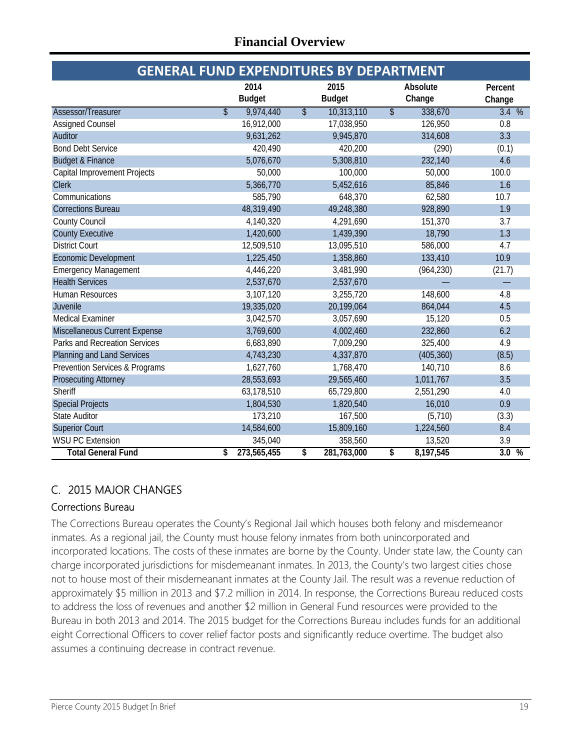# Financial Overview

## GENERAL FUND EXPENDITURES BY DEPARTMENT

| | 2014 Budget | 2015 Budget | Absolute Change | Percent Change |
|---|---|---|---|---|
| Assessor/Treasurer | $ 9,974,440 | $ 10,313,110 | $ 338,670 | 3.4 % |
| Assigned Counsel | 16,912,000 | 17,038,950 | 126,950 | 0.8 |
| Auditor | 9,631,262 | 9,945,870 | 314,608 | 3.3 |
| Bond Debt Service | 420,490 | 420,200 | (290) | (0.1) |
| Budget & Finance | 5,076,670 | 5,308,810 | 232,140 | 4.6 |
| Capital Improvement Projects | 50,000 | 100,000 | 50,000 | 100.0 |
| Clerk | 5,366,770 | 5,452,616 | 85,846 | 1.6 |
| Communications | 585,790 | 648,370 | 62,580 | 10.7 |
| Corrections Bureau | 48,319,490 | 49,248,380 | 928,890 | 1.9 |
| County Council | 4,140,320 | 4,291,690 | 151,370 | 3.7 |
| County Executive | 1,420,600 | 1,439,390 | 18,790 | 1.3 |
| District Court | 12,509,510 | 13,095,510 | 586,000 | 4.7 |
| Economic Development | 1,225,450 | 1,358,860 | 133,410 | 10.9 |
| Emergency Management | 4,446,220 | 3,481,990 | (964,230) | (21.7) |
| Health Services | 2,537,670 | 2,537,670 | — | — |
| Human Resources | 3,107,120 | 3,255,720 | 148,600 | 4.8 |
| Juvenile | 19,335,020 | 20,199,064 | 864,044 | 4.5 |
| Medical Examiner | 3,042,570 | 3,057,690 | 15,120 | 0.5 |
| Miscellaneous Current Expense | 3,769,600 | 4,002,460 | 232,860 | 6.2 |
| Parks and Recreation Services | 6,683,890 | 7,009,290 | 325,400 | 4.9 |
| Planning and Land Services | 4,743,230 | 4,337,870 | (405,360) | (8.5) |
| Prevention Services & Programs | 1,627,760 | 1,768,470 | 140,710 | 8.6 |
| Prosecuting Attorney | 28,553,693 | 29,565,460 | 1,011,767 | 3.5 |
| Sheriff | 63,178,510 | 65,729,800 | 2,551,290 | 4.0 |
| Special Projects | 1,804,530 | 1,820,540 | 16,010 | 0.9 |
| State Auditor | 173,210 | 167,500 | (5,710) | (3.3) |
| Superior Court | 14,584,600 | 15,809,160 | 1,224,560 | 8.4 |
| WSU PC Extension | 345,040 | 358,560 | 13,520 | 3.9 |
| **Total General Fund** | **$ 273,565,455** | **$ 281,763,000** | **$ 8,197,545** | **3.0 %** |

## C. 2015 MAJOR CHANGES

### Corrections Bureau

The Corrections Bureau operates the County's Regional Jail which houses both felony and misdemeanor inmates. As a regional jail, the County must house felony inmates from both unincorporated and incorporated locations. The costs of these inmates are borne by the County. Under state law, the County can charge incorporated jurisdictions for misdemeanant inmates. In 2013, the County's two largest cities chose not to house most of their misdemeanant inmates at the County Jail. The result was a revenue reduction of approximately $5 million in 2013 and $7.2 million in 2014. In response, the Corrections Bureau reduced costs to address the loss of revenues and another $2 million in General Fund resources were provided to the Bureau in both 2013 and 2014. The 2015 budget for the Corrections Bureau includes funds for an additional eight Correctional Officers to cover relief factor posts and significantly reduce overtime. The budget also assumes a continuing decrease in contract revenue.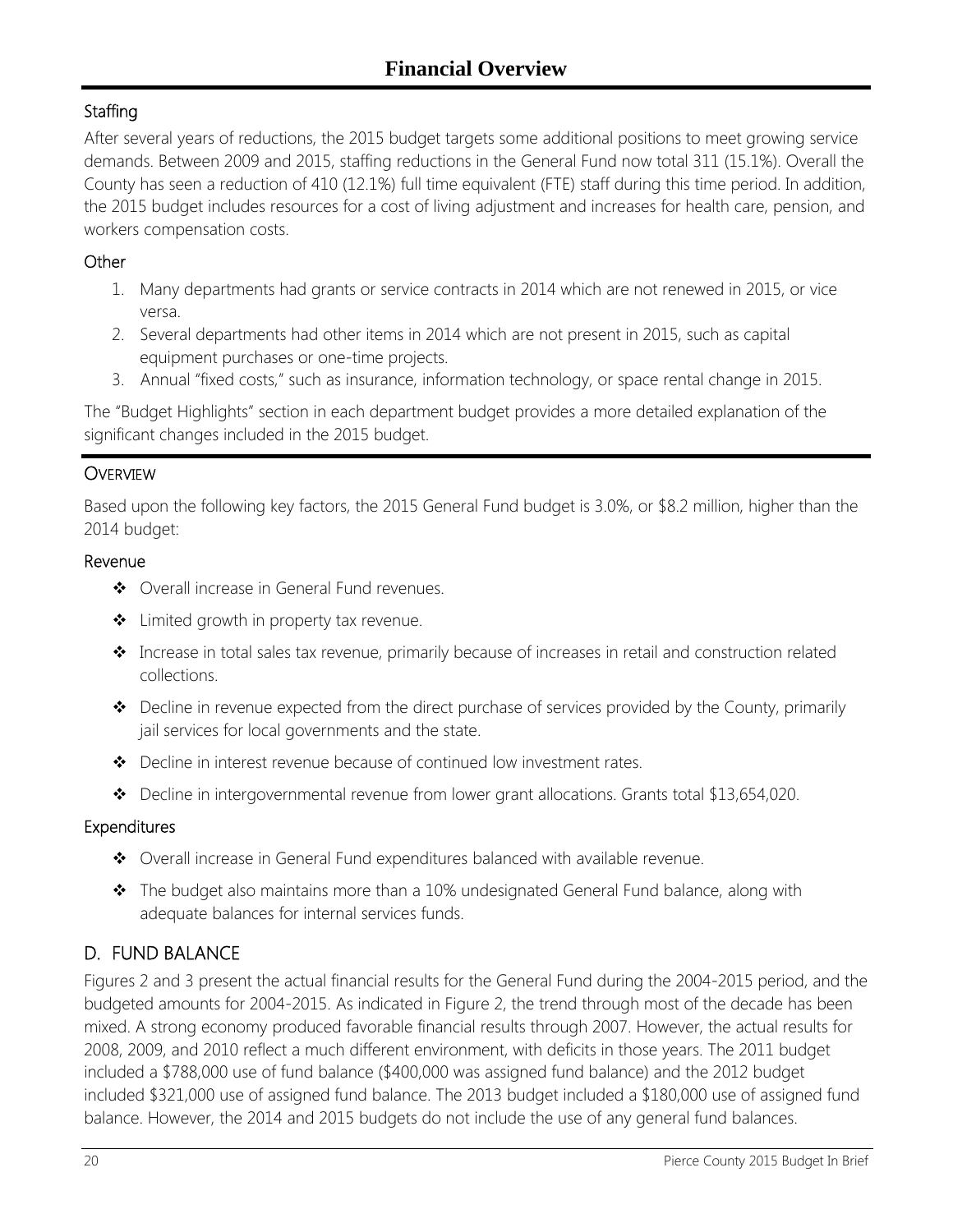# Financial Overview

### Staffing

After several years of reductions, the 2015 budget targets some additional positions to meet growing service demands. Between 2009 and 2015, staffing reductions in the General Fund now total 311 (15.1%). Overall the County has seen a reduction of 410 (12.1%) full time equivalent (FTE) staff during this time period. In addition, the 2015 budget includes resources for a cost of living adjustment and increases for health care, pension, and workers compensation costs.

### Other

1. Many departments had grants or service contracts in 2014 which are not renewed in 2015, or vice versa.
2. Several departments had other items in 2014 which are not present in 2015, such as capital equipment purchases or one-time projects.
3. Annual "fixed costs," such as insurance, information technology, or space rental change in 2015.

The "Budget Highlights" section in each department budget provides a more detailed explanation of the significant changes included in the 2015 budget.

## Overview

Based upon the following key factors, the 2015 General Fund budget is 3.0%, or $8.2 million, higher than the 2014 budget:

### Revenue

- ❖ Overall increase in General Fund revenues.
- ❖ Limited growth in property tax revenue.
- ❖ Increase in total sales tax revenue, primarily because of increases in retail and construction related collections.
- ❖ Decline in revenue expected from the direct purchase of services provided by the County, primarily jail services for local governments and the state.
- ❖ Decline in interest revenue because of continued low investment rates.
- ❖ Decline in intergovernmental revenue from lower grant allocations. Grants total $13,654,020.

### Expenditures

- ❖ Overall increase in General Fund expenditures balanced with available revenue.
- ❖ The budget also maintains more than a 10% undesignated General Fund balance, along with adequate balances for internal services funds.

## D. FUND BALANCE

Figures 2 and 3 present the actual financial results for the General Fund during the 2004-2015 period, and the budgeted amounts for 2004-2015. As indicated in Figure 2, the trend through most of the decade has been mixed. A strong economy produced favorable financial results through 2007. However, the actual results for 2008, 2009, and 2010 reflect a much different environment, with deficits in those years. The 2011 budget included a $788,000 use of fund balance ($400,000 was assigned fund balance) and the 2012 budget included $321,000 use of assigned fund balance. The 2013 budget included a $180,000 use of assigned fund balance. However, the 2014 and 2015 budgets do not include the use of any general fund balances.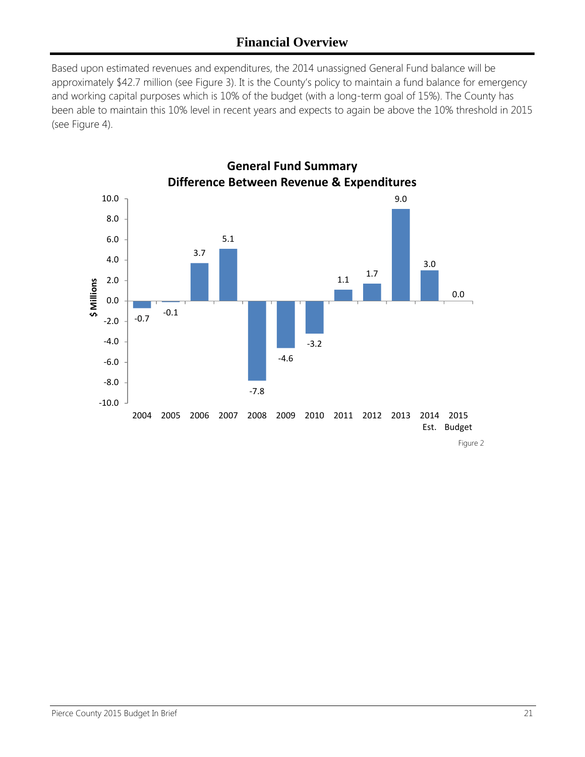# Financial Overview

Based upon estimated revenues and expenditures, the 2014 unassigned General Fund balance will be approximately $42.7 million (see Figure 3). It is the County's policy to maintain a fund balance for emergency and working capital purposes which is 10% of the budget (with a long-term goal of 15%). The County has been able to maintain this 10% level in recent years and expects to again be above the 10% threshold in 2015 (see Figure 4).

**General Fund Summary**
**Difference Between Revenue & Expenditures**

| Year | $ Millions |
|---|---|
| 2004 | -0.7 |
| 2005 | -0.1 |
| 2006 | 3.7 |
| 2007 | 5.1 |
| 2008 | -7.8 |
| 2009 | -4.6 |
| 2010 | -3.2 |
| 2011 | 1.1 |
| 2012 | 1.7 |
| 2013 | 9.0 |
| 2014 Est. | 3.0 |
| 2015 Budget | 0.0 |

Figure 2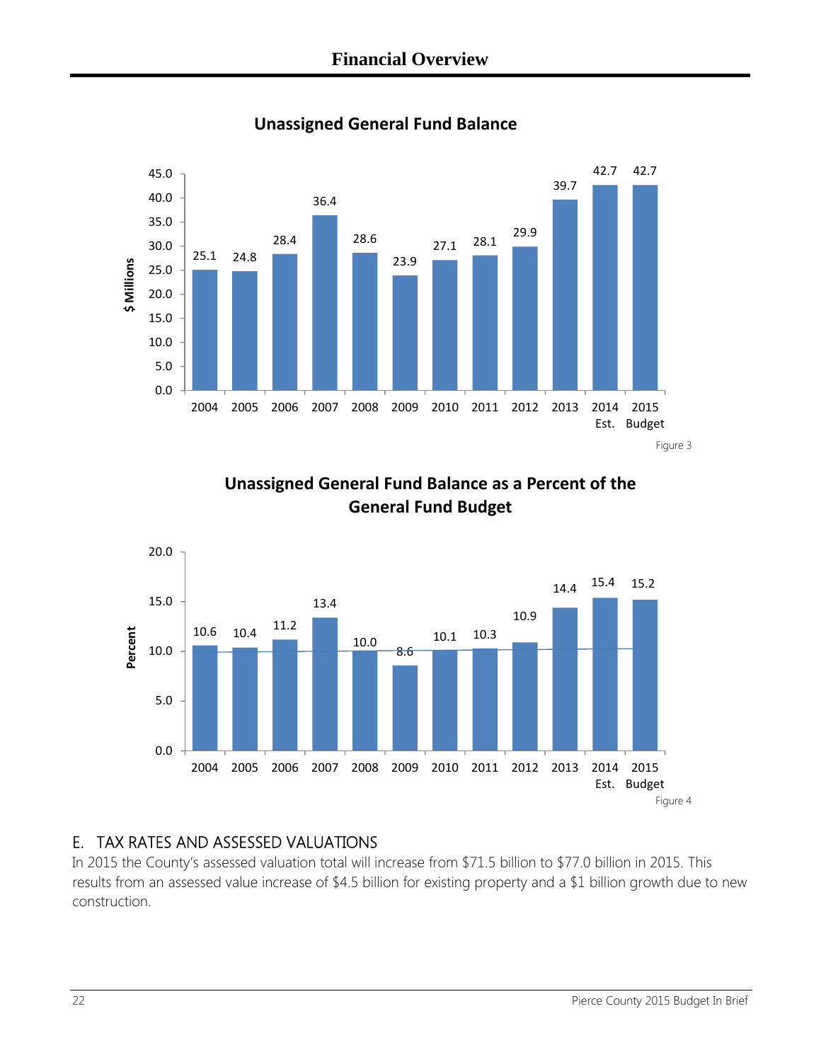# Financial Overview

## Unassigned General Fund Balance

| Year | $ Millions |
|---|---|
| 2004 | 25.1 |
| 2005 | 24.8 |
| 2006 | 28.4 |
| 2007 | 36.4 |
| 2008 | 28.6 |
| 2009 | 23.9 |
| 2010 | 27.1 |
| 2011 | 28.1 |
| 2012 | 29.9 |
| 2013 | 39.7 |
| 2014 Est. | 42.7 |
| 2015 Budget | 42.7 |

Figure 3

## Unassigned General Fund Balance as a Percent of the General Fund Budget

| Year | Percent |
|---|---|
| 2004 | 10.6 |
| 2005 | 10.4 |
| 2006 | 11.2 |
| 2007 | 13.4 |
| 2008 | 10.0 |
| 2009 | 8.6 |
| 2010 | 10.1 |
| 2011 | 10.3 |
| 2012 | 10.9 |
| 2013 | 14.4 |
| 2014 Est. | 15.4 |
| 2015 Budget | 15.2 |

Figure 4

## E. TAX RATES AND ASSESSED VALUATIONS

In 2015 the County's assessed valuation total will increase from $71.5 billion to $77.0 billion in 2015. This results from an assessed value increase of $4.5 billion for existing property and a $1 billion growth due to new construction.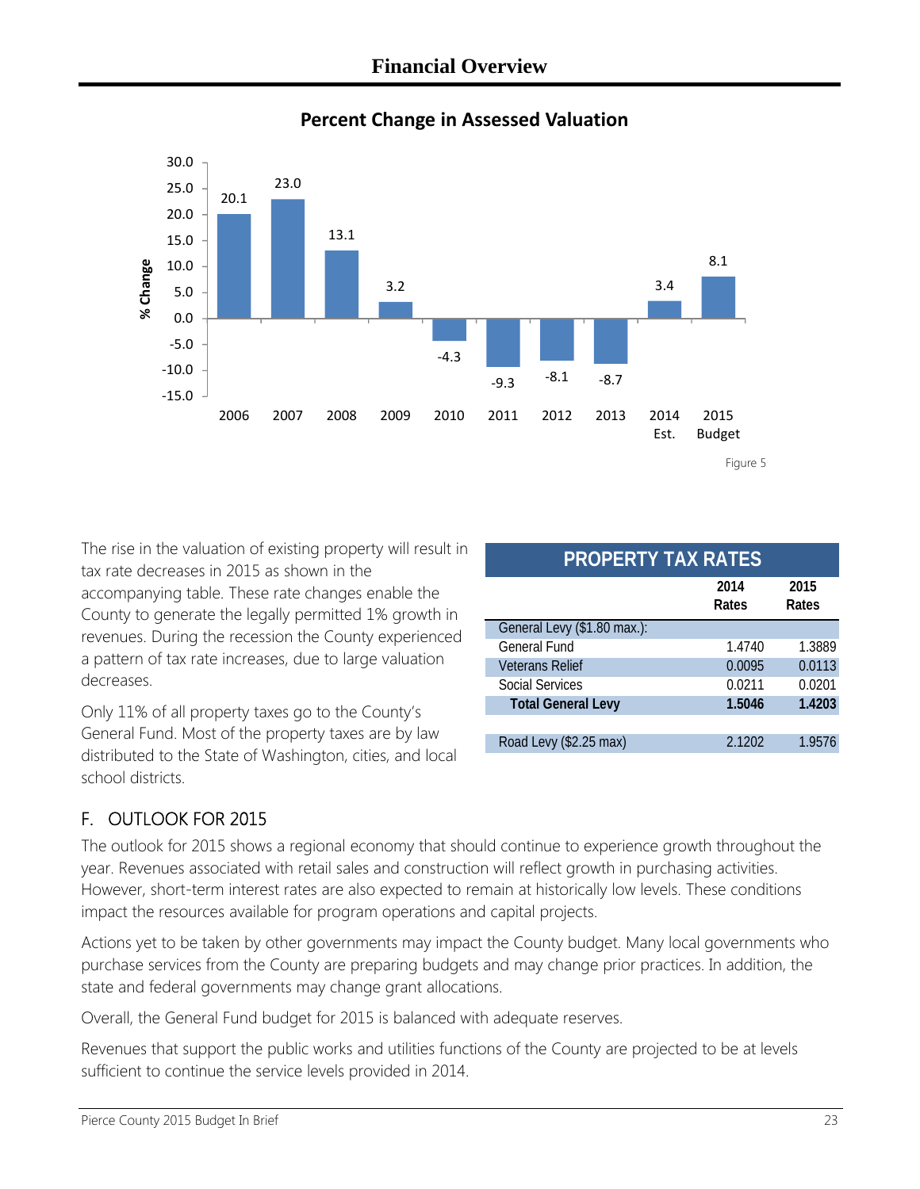## Financial Overview

### Percent Change in Assessed Valuation

| Year | % Change |
|---|---|
| 2006 | 20.1 |
| 2007 | 23.0 |
| 2008 | 13.1 |
| 2009 | 3.2 |
| 2010 | -4.3 |
| 2011 | -9.3 |
| 2012 | -8.1 |
| 2013 | -8.7 |
| 2014 Est. | 3.4 |
| 2015 Budget | 8.1 |

Figure 5

The rise in the valuation of existing property will result in tax rate decreases in 2015 as shown in the accompanying table. These rate changes enable the County to generate the legally permitted 1% growth in revenues. During the recession the County experienced a pattern of tax rate increases, due to large valuation decreases.

Only 11% of all property taxes go to the County's General Fund. Most of the property taxes are by law distributed to the State of Washington, cities, and local school districts.

**PROPERTY TAX RATES**

| | 2014 Rates | 2015 Rates |
|---|---|---|
| General Levy ($1.80 max.): | | |
| General Fund | 1.4740 | 1.3889 |
| Veterans Relief | 0.0095 | 0.0113 |
| Social Services | 0.0211 | 0.0201 |
| **Total General Levy** | **1.5046** | **1.4203** |
| | | |
| Road Levy ($2.25 max) | 2.1202 | 1.9576 |

## F. OUTLOOK FOR 2015

The outlook for 2015 shows a regional economy that should continue to experience growth throughout the year. Revenues associated with retail sales and construction will reflect growth in purchasing activities. However, short-term interest rates are also expected to remain at historically low levels. These conditions impact the resources available for program operations and capital projects.

Actions yet to be taken by other governments may impact the County budget. Many local governments who purchase services from the County are preparing budgets and may change prior practices. In addition, the state and federal governments may change grant allocations.

Overall, the General Fund budget for 2015 is balanced with adequate reserves.

Revenues that support the public works and utilities functions of the County are projected to be at levels sufficient to continue the service levels provided in 2014.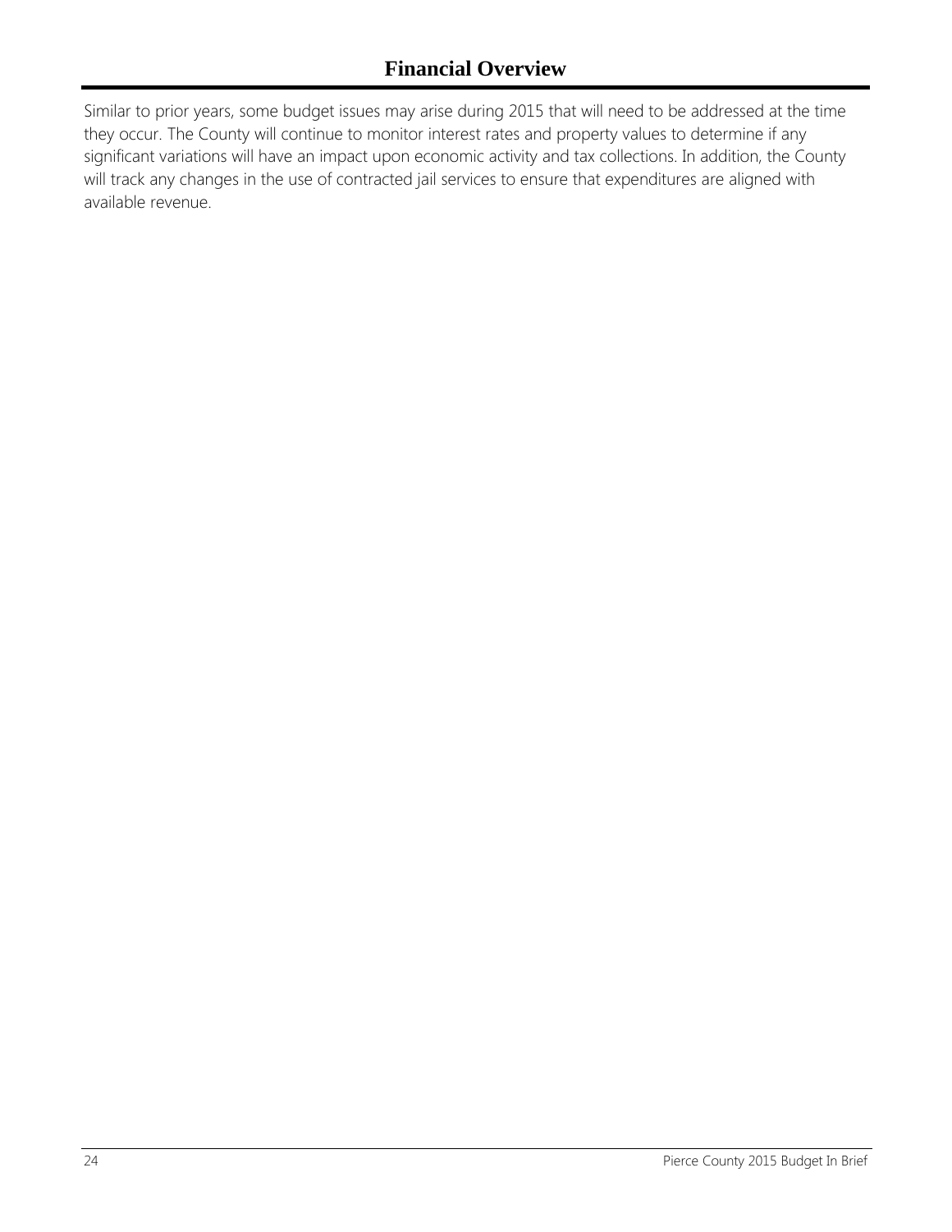# Financial Overview

Similar to prior years, some budget issues may arise during 2015 that will need to be addressed at the time they occur. The County will continue to monitor interest rates and property values to determine if any significant variations will have an impact upon economic activity and tax collections. In addition, the County will track any changes in the use of contracted jail services to ensure that expenditures are aligned with available revenue.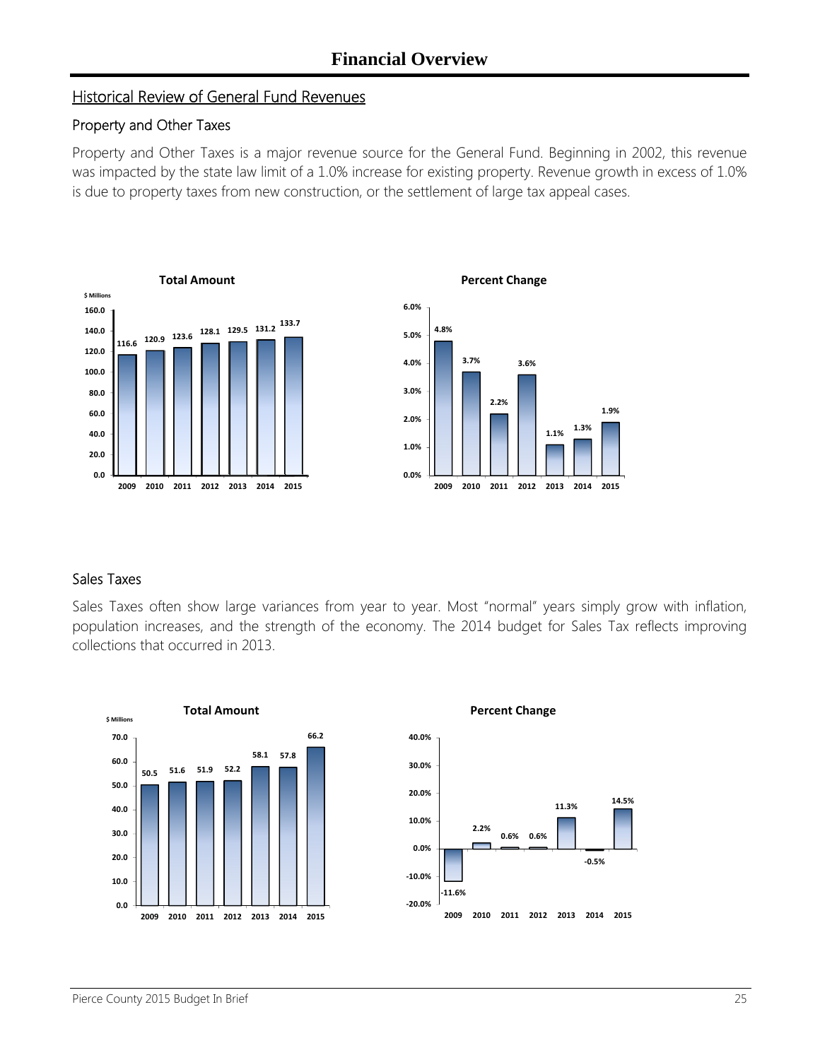# Financial Overview

## Historical Review of General Fund Revenues

### Property and Other Taxes

Property and Other Taxes is a major revenue source for the General Fund. Beginning in 2002, this revenue was impacted by the state law limit of a 1.0% increase for existing property. Revenue growth in excess of 1.0% is due to property taxes from new construction, or the settlement of large tax appeal cases.

**Total Amount** ($ Millions)

| Year | Amount |
|---|---|
| 2009 | 116.6 |
| 2010 | 120.9 |
| 2011 | 123.6 |
| 2012 | 128.1 |
| 2013 | 129.5 |
| 2014 | 131.2 |
| 2015 | 133.7 |

**Percent Change**

| Year | Percent Change |
|---|---|
| 2009 | 4.8% |
| 2010 | 3.7% |
| 2011 | 2.2% |
| 2012 | 3.6% |
| 2013 | 1.1% |
| 2014 | 1.3% |
| 2015 | 1.9% |

### Sales Taxes

Sales Taxes often show large variances from year to year. Most "normal" years simply grow with inflation, population increases, and the strength of the economy. The 2014 budget for Sales Tax reflects improving collections that occurred in 2013.

**Total Amount** ($ Millions)

| Year | Amount |
|---|---|
| 2009 | 50.5 |
| 2010 | 51.6 |
| 2011 | 51.9 |
| 2012 | 52.2 |
| 2013 | 58.1 |
| 2014 | 57.8 |
| 2015 | 66.2 |

**Percent Change**

| Year | Percent Change |
|---|---|
| 2009 | -11.6% |
| 2010 | 2.2% |
| 2011 | 0.6% |
| 2012 | 0.6% |
| 2013 | 11.3% |
| 2014 | -0.5% |
| 2015 | 14.5% |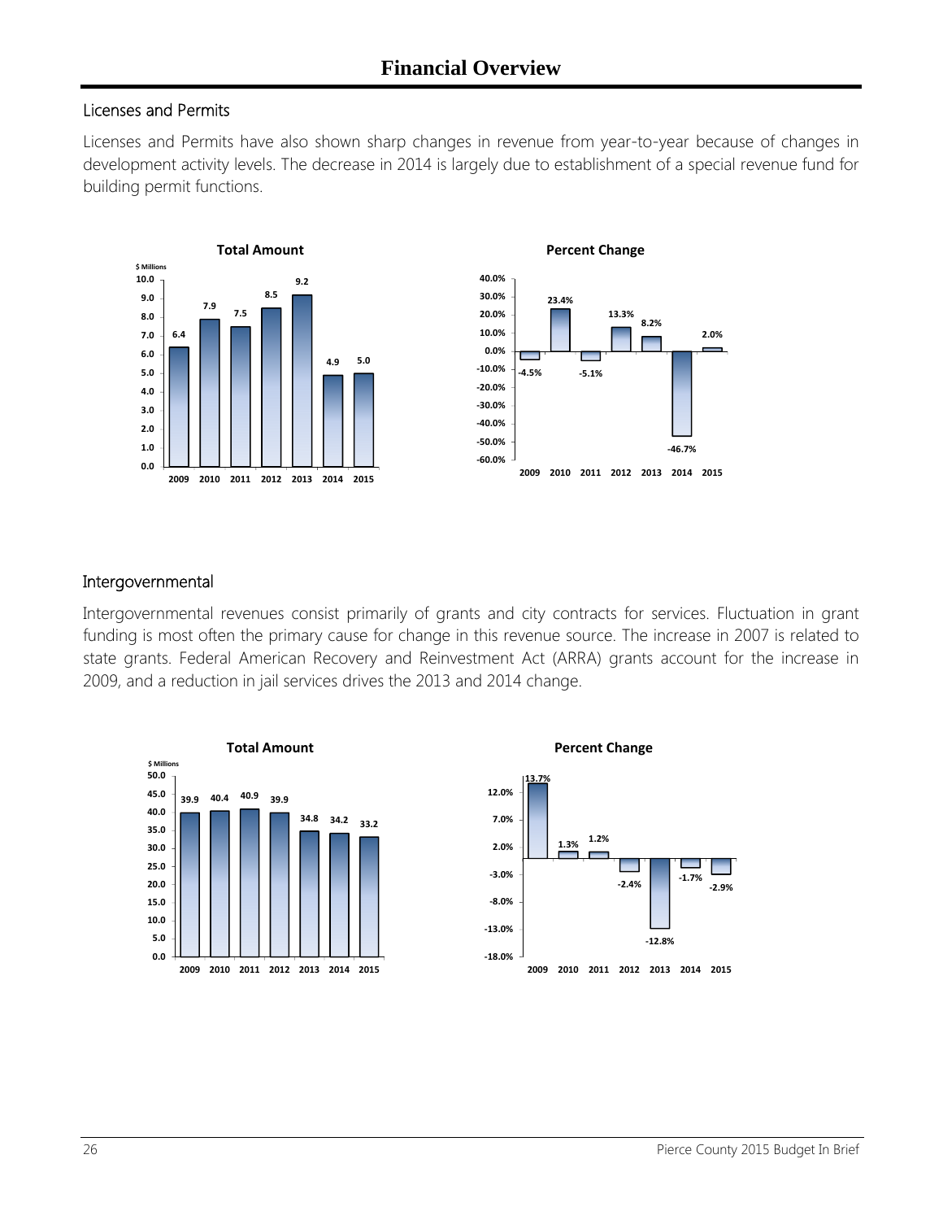# Financial Overview

## Licenses and Permits

Licenses and Permits have also shown sharp changes in revenue from year-to-year because of changes in development activity levels. The decrease in 2014 is largely due to establishment of a special revenue fund for building permit functions.

**Total Amount**

| Year | $ Millions |
|---|---|
| 2009 | 6.4 |
| 2010 | 7.9 |
| 2011 | 7.5 |
| 2012 | 8.5 |
| 2013 | 9.2 |
| 2014 | 4.9 |
| 2015 | 5.0 |

**Percent Change**

| Year | Percent Change |
|---|---|
| 2009 | -4.5% |
| 2010 | 23.4% |
| 2011 | -5.1% |
| 2012 | 13.3% |
| 2013 | 8.2% |
| 2014 | -46.7% |
| 2015 | 2.0% |

## Intergovernmental

Intergovernmental revenues consist primarily of grants and city contracts for services. Fluctuation in grant funding is most often the primary cause for change in this revenue source. The increase in 2007 is related to state grants. Federal American Recovery and Reinvestment Act (ARRA) grants account for the increase in 2009, and a reduction in jail services drives the 2013 and 2014 change.

**Total Amount**

| Year | $ Millions |
|---|---|
| 2009 | 39.9 |
| 2010 | 40.4 |
| 2011 | 40.9 |
| 2012 | 39.9 |
| 2013 | 34.8 |
| 2014 | 34.2 |
| 2015 | 33.2 |

**Percent Change**

| Year | Percent Change |
|---|---|
| 2009 | 13.7% |
| 2010 | 1.3% |
| 2011 | 1.2% |
| 2012 | -2.4% |
| 2013 | -12.8% |
| 2014 | -1.7% |
| 2015 | -2.9% |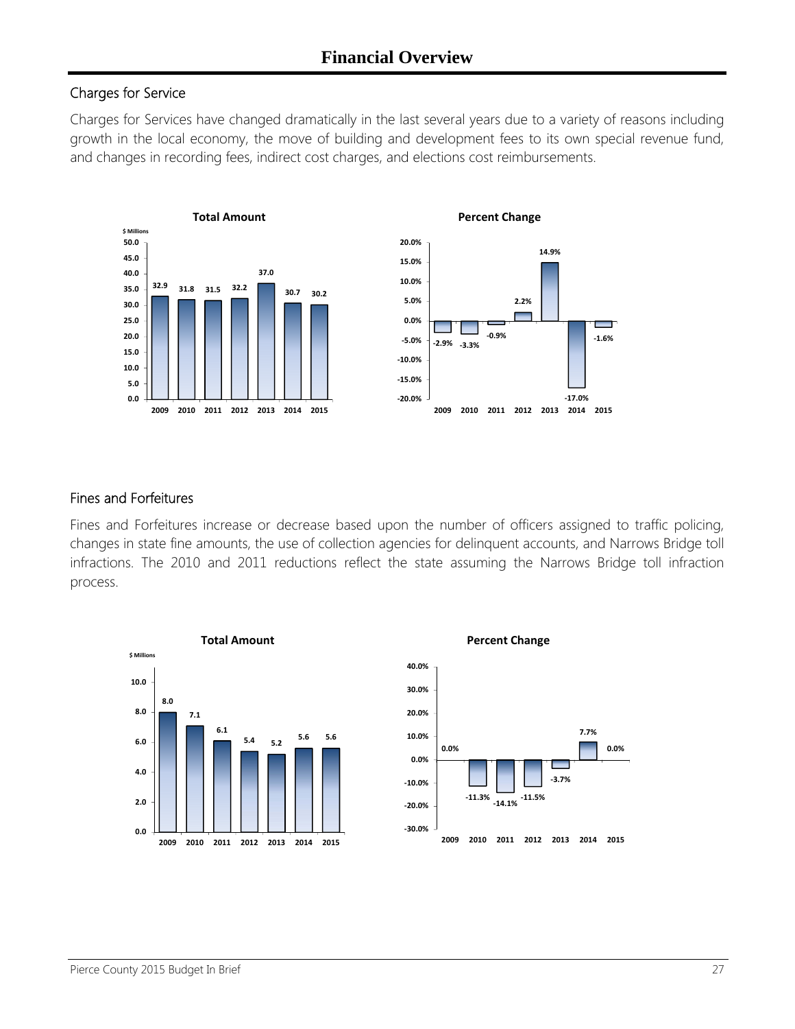# Financial Overview

## Charges for Service

Charges for Services have changed dramatically in the last several years due to a variety of reasons including growth in the local economy, the move of building and development fees to its own special revenue fund, and changes in recording fees, indirect cost charges, and elections cost reimbursements.

**Total Amount**

| Year | $ Millions |
|---|---|
| 2009 | 32.9 |
| 2010 | 31.8 |
| 2011 | 31.5 |
| 2012 | 32.2 |
| 2013 | 37.0 |
| 2014 | 30.7 |
| 2015 | 30.2 |

**Percent Change**

| Year | Percent Change |
|---|---|
| 2009 | -2.9% |
| 2010 | -3.3% |
| 2011 | -0.9% |
| 2012 | 2.2% |
| 2013 | 14.9% |
| 2014 | -17.0% |
| 2015 | -1.6% |

## Fines and Forfeitures

Fines and Forfeitures increase or decrease based upon the number of officers assigned to traffic policing, changes in state fine amounts, the use of collection agencies for delinquent accounts, and Narrows Bridge toll infractions. The 2010 and 2011 reductions reflect the state assuming the Narrows Bridge toll infraction process.

**Total Amount**

| Year | $ Millions |
|---|---|
| 2009 | 8.0 |
| 2010 | 7.1 |
| 2011 | 6.1 |
| 2012 | 5.4 |
| 2013 | 5.2 |
| 2014 | 5.6 |
| 2015 | 5.6 |

**Percent Change**

| Year | Percent Change |
|---|---|
| 2009 | 0.0% |
| 2010 | -11.3% |
| 2011 | -14.1% |
| 2012 | -11.5% |
| 2013 | -3.7% |
| 2014 | 7.7% |
| 2015 | 0.0% |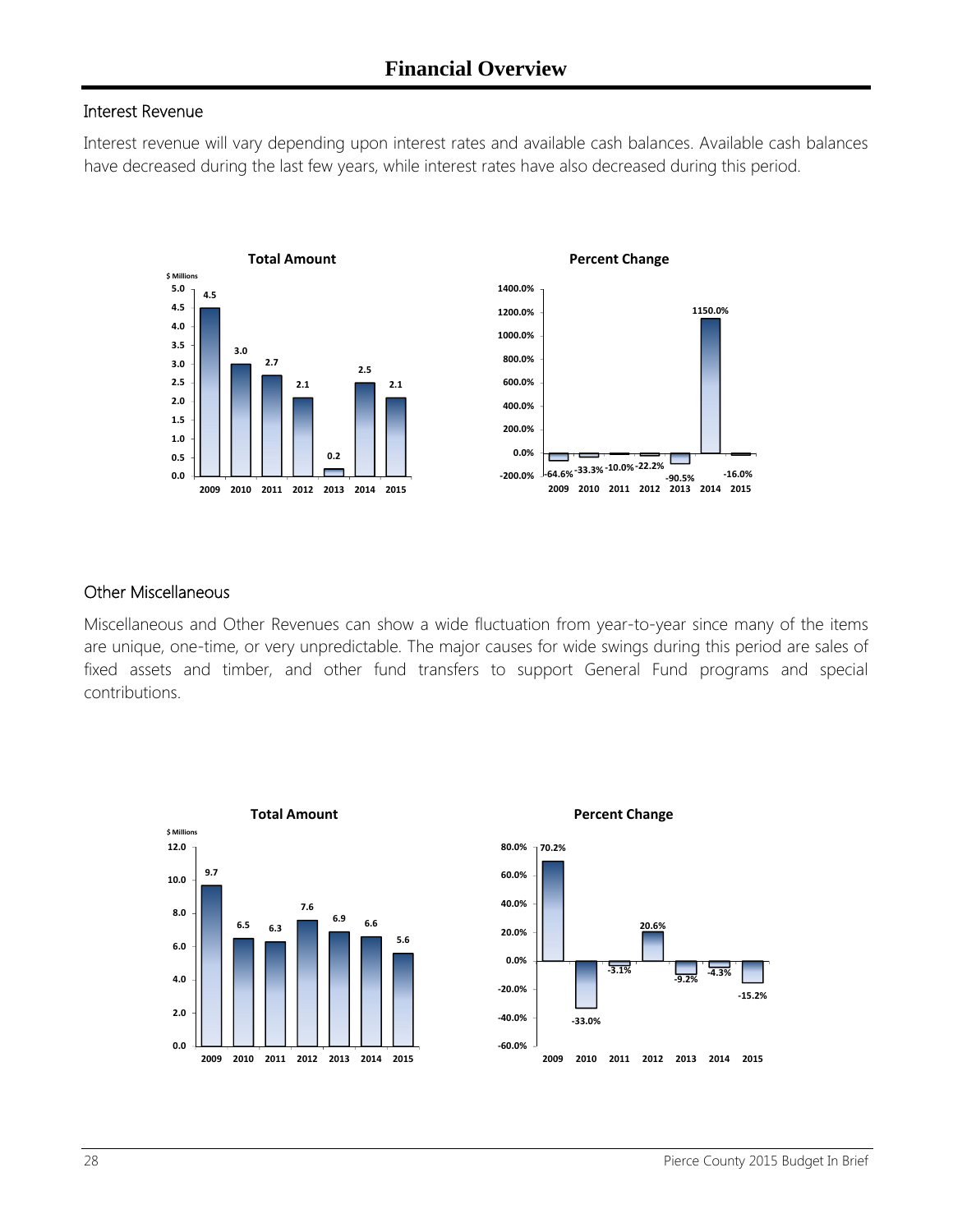# Financial Overview

## Interest Revenue

Interest revenue will vary depending upon interest rates and available cash balances. Available cash balances have decreased during the last few years, while interest rates have also decreased during this period.

**Total Amount** ($ Millions)

| Year | 2009 | 2010 | 2011 | 2012 | 2013 | 2014 | 2015 |
|---|---|---|---|---|---|---|---|
| Amount | 4.5 | 3.0 | 2.7 | 2.1 | 0.2 | 2.5 | 2.1 |

**Percent Change**

| Year | 2009 | 2010 | 2011 | 2012 | 2013 | 2014 | 2015 |
|---|---|---|---|---|---|---|---|
| Percent Change | -64.6% | -33.3% | -10.0% | -22.2% | -90.5% | 1150.0% | -16.0% |

## Other Miscellaneous

Miscellaneous and Other Revenues can show a wide fluctuation from year-to-year since many of the items are unique, one-time, or very unpredictable. The major causes for wide swings during this period are sales of fixed assets and timber, and other fund transfers to support General Fund programs and special contributions.

**Total Amount** ($ Millions)

| Year | 2009 | 2010 | 2011 | 2012 | 2013 | 2014 | 2015 |
|---|---|---|---|---|---|---|---|
| Amount | 9.7 | 6.5 | 6.3 | 7.6 | 6.9 | 6.6 | 5.6 |

**Percent Change**

| Year | 2009 | 2010 | 2011 | 2012 | 2013 | 2014 | 2015 |
|---|---|---|---|---|---|---|---|
| Percent Change | 70.2% | -33.0% | -3.1% | 20.6% | -9.2% | -4.3% | -15.2% |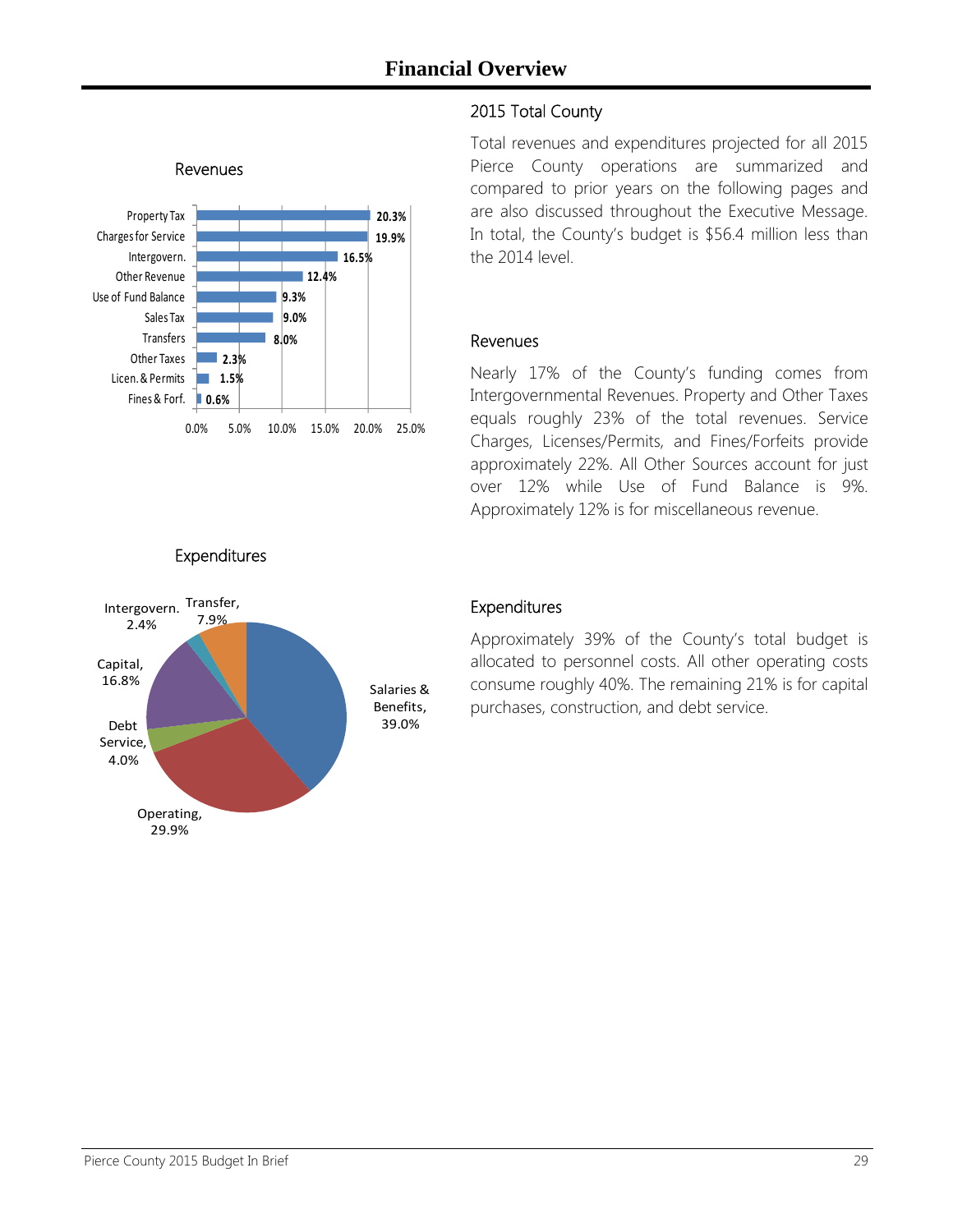# Financial Overview

## 2015 Total County

Total revenues and expenditures projected for all 2015 Pierce County operations are summarized and compared to prior years on the following pages and are also discussed throughout the Executive Message. In total, the County's budget is $56.4 million less than the 2014 level.

### Revenues

| Revenues | Percent |
|---|---|
| Property Tax | 20.3% |
| Charges for Service | 19.9% |
| Intergovern. | 16.5% |
| Other Revenue | 12.4% |
| Use of Fund Balance | 9.3% |
| Sales Tax | 9.0% |
| Transfers | 8.0% |
| Other Taxes | 2.3% |
| Licen. & Permits | 1.5% |
| Fines & Forf. | 0.6% |

Nearly 17% of the County's funding comes from Intergovernmental Revenues. Property and Other Taxes equals roughly 23% of the total revenues. Service Charges, Licenses/Permits, and Fines/Forfeits provide approximately 22%. All Other Sources account for just over 12% while Use of Fund Balance is 9%. Approximately 12% is for miscellaneous revenue.

### Expenditures

| Expenditures | Percent |
|---|---|
| Salaries & Benefits | 39.0% |
| Operating | 29.9% |
| Debt Service | 4.0% |
| Capital | 16.8% |
| Intergovern. | 2.4% |
| Transfer | 7.9% |

Approximately 39% of the County's total budget is allocated to personnel costs. All other operating costs consume roughly 40%. The remaining 21% is for capital purchases, construction, and debt service.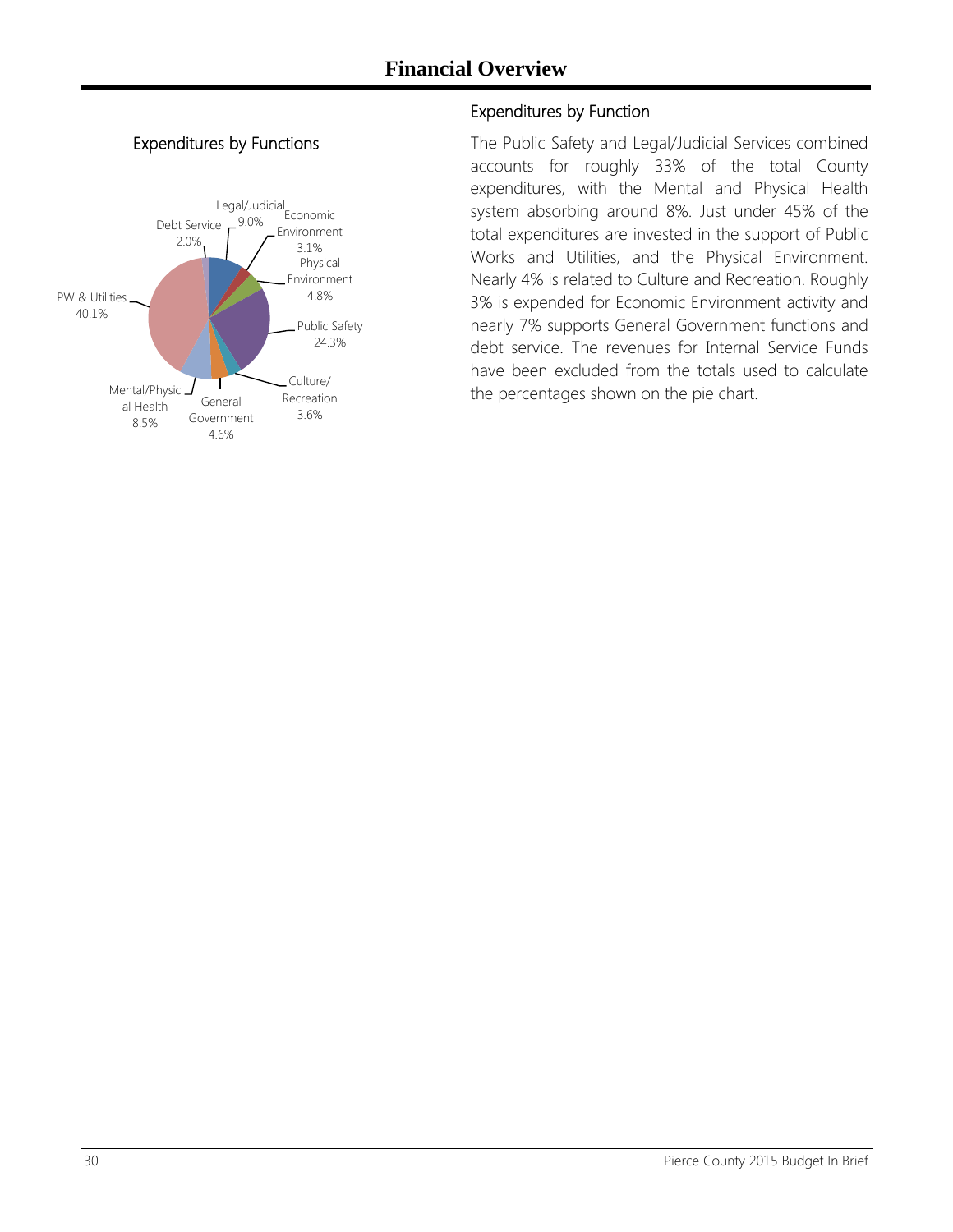# Financial Overview

## Expenditures by Functions

| Function | Percentage |
|---|---|
| Legal/Judicial | 9.0% |
| Economic Environment | 3.1% |
| Physical Environment | 4.8% |
| Public Safety | 24.3% |
| Culture/Recreation | 3.6% |
| General Government | 4.6% |
| Mental/Physical Health | 8.5% |
| PW & Utilities | 40.1% |
| Debt Service | 2.0% |

## Expenditures by Function

The Public Safety and Legal/Judicial Services combined accounts for roughly 33% of the total County expenditures, with the Mental and Physical Health system absorbing around 8%. Just under 45% of the total expenditures are invested in the support of Public Works and Utilities, and the Physical Environment. Nearly 4% is related to Culture and Recreation. Roughly 3% is expended for Economic Environment activity and nearly 7% supports General Government functions and debt service. The revenues for Internal Service Funds have been excluded from the totals used to calculate the percentages shown on the pie chart.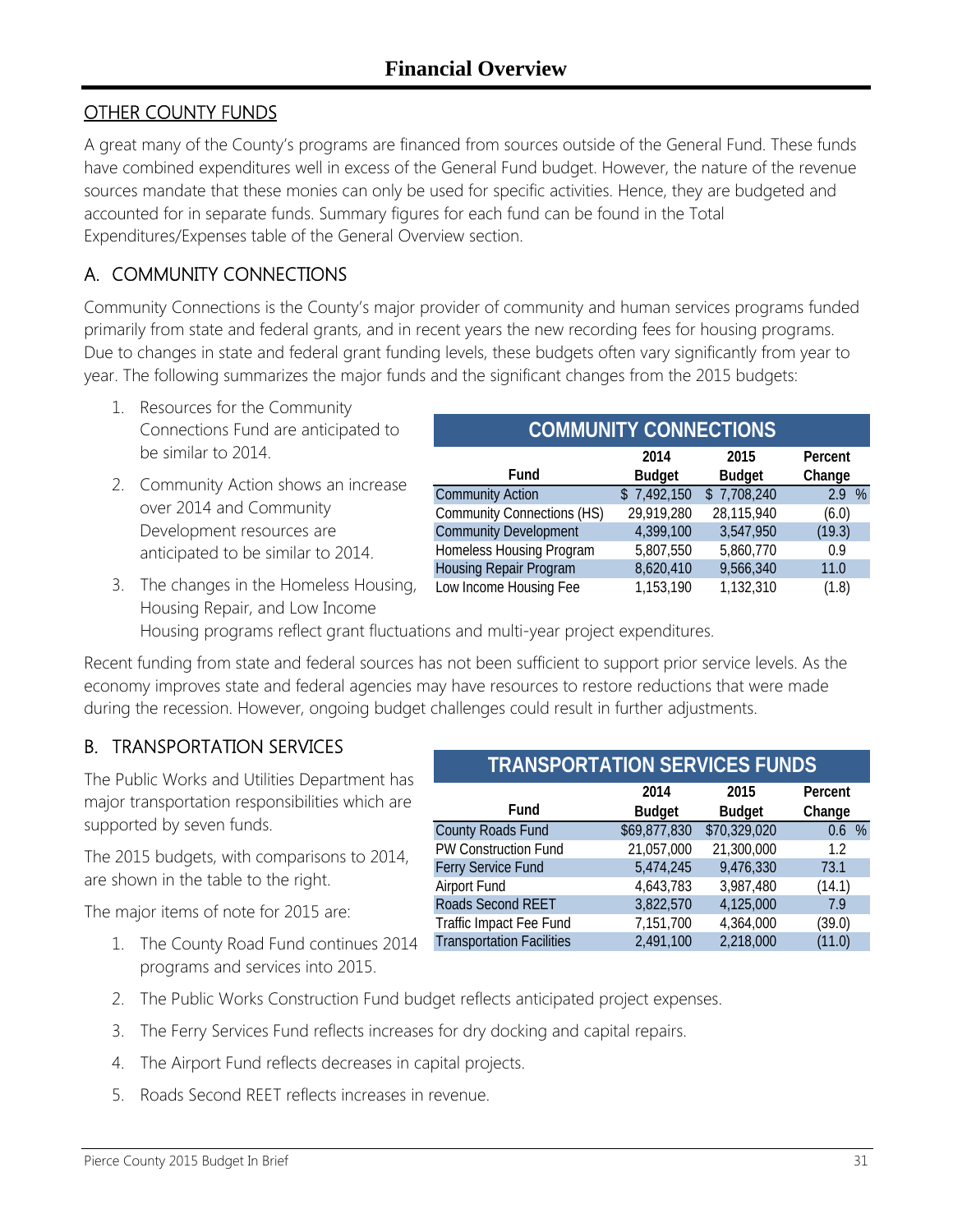# Financial Overview

## OTHER COUNTY FUNDS

A great many of the County's programs are financed from sources outside of the General Fund. These funds have combined expenditures well in excess of the General Fund budget. However, the nature of the revenue sources mandate that these monies can only be used for specific activities. Hence, they are budgeted and accounted for in separate funds. Summary figures for each fund can be found in the Total Expenditures/Expenses table of the General Overview section.

### A. COMMUNITY CONNECTIONS

Community Connections is the County's major provider of community and human services programs funded primarily from state and federal grants, and in recent years the new recording fees for housing programs. Due to changes in state and federal grant funding levels, these budgets often vary significantly from year to year. The following summarizes the major funds and the significant changes from the 2015 budgets:

1. Resources for the Community Connections Fund are anticipated to be similar to 2014.
2. Community Action shows an increase over 2014 and Community Development resources are anticipated to be similar to 2014.
3. The changes in the Homeless Housing, Housing Repair, and Low Income Housing programs reflect grant fluctuations and multi-year project expenditures.

**COMMUNITY CONNECTIONS**

| Fund | 2014 Budget | 2015 Budget | Percent Change |
|---|---|---|---|
| Community Action | $ 7,492,150 | $ 7,708,240 | 2.9 % |
| Community Connections (HS) | 29,919,280 | 28,115,940 | (6.0) |
| Community Development | 4,399,100 | 3,547,950 | (19.3) |
| Homeless Housing Program | 5,807,550 | 5,860,770 | 0.9 |
| Housing Repair Program | 8,620,410 | 9,566,340 | 11.0 |
| Low Income Housing Fee | 1,153,190 | 1,132,310 | (1.8) |

Recent funding from state and federal sources has not been sufficient to support prior service levels. As the economy improves state and federal agencies may have resources to restore reductions that were made during the recession. However, ongoing budget challenges could result in further adjustments.

### B. TRANSPORTATION SERVICES

The Public Works and Utilities Department has major transportation responsibilities which are supported by seven funds.

The 2015 budgets, with comparisons to 2014, are shown in the table to the right.

**TRANSPORTATION SERVICES FUNDS**

| Fund | 2014 Budget | 2015 Budget | Percent Change |
|---|---|---|---|
| County Roads Fund | $69,877,830 | $70,329,020 | 0.6 % |
| PW Construction Fund | 21,057,000 | 21,300,000 | 1.2 |
| Ferry Service Fund | 5,474,245 | 9,476,330 | 73.1 |
| Airport Fund | 4,643,783 | 3,987,480 | (14.1) |
| Roads Second REET | 3,822,570 | 4,125,000 | 7.9 |
| Traffic Impact Fee Fund | 7,151,700 | 4,364,000 | (39.0) |
| Transportation Facilities | 2,491,100 | 2,218,000 | (11.0) |

The major items of note for 2015 are:

1. The County Road Fund continues 2014 programs and services into 2015.
2. The Public Works Construction Fund budget reflects anticipated project expenses.
3. The Ferry Services Fund reflects increases for dry docking and capital repairs.
4. The Airport Fund reflects decreases in capital projects.
5. Roads Second REET reflects increases in revenue.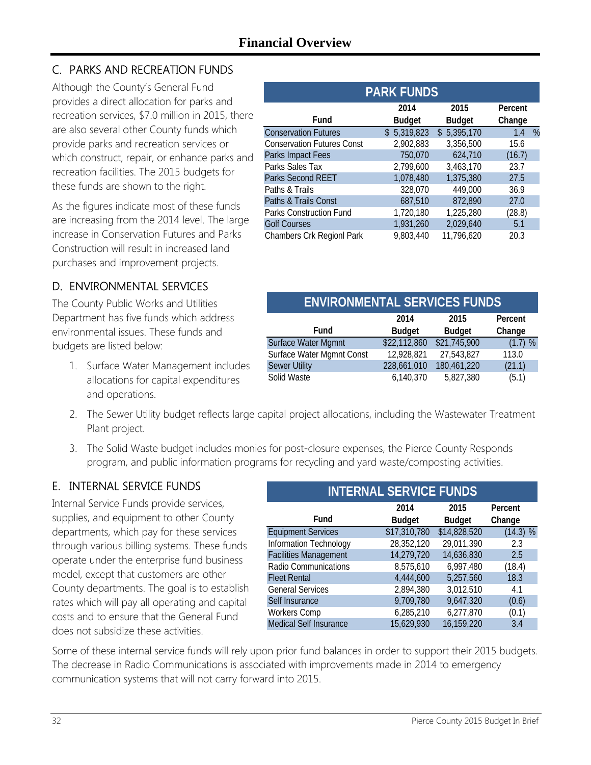# Financial Overview

## C. PARKS AND RECREATION FUNDS

Although the County's General Fund provides a direct allocation for parks and recreation services, $7.0 million in 2015, there are also several other County funds which provide parks and recreation services or which construct, repair, or enhance parks and recreation facilities. The 2015 budgets for these funds are shown to the right.

As the figures indicate most of these funds are increasing from the 2014 level. The large increase in Conservation Futures and Parks Construction will result in increased land purchases and improvement projects.

**PARK FUNDS**

| Fund | 2014 Budget | 2015 Budget | Percent Change |
|---|---|---|---|
| Conservation Futures | $ 5,319,823 | $ 5,395,170 | 1.4 % |
| Conservation Futures Const | 2,902,883 | 3,356,500 | 15.6 |
| Parks Impact Fees | 750,070 | 624,710 | (16.7) |
| Parks Sales Tax | 2,799,600 | 3,463,170 | 23.7 |
| Parks Second REET | 1,078,480 | 1,375,380 | 27.5 |
| Paths & Trails | 328,070 | 449,000 | 36.9 |
| Paths & Trails Const | 687,510 | 872,890 | 27.0 |
| Parks Construction Fund | 1,720,180 | 1,225,280 | (28.8) |
| Golf Courses | 1,931,260 | 2,029,640 | 5.1 |
| Chambers Crk Regionl Park | 9,803,440 | 11,796,620 | 20.3 |

## D. ENVIRONMENTAL SERVICES

The County Public Works and Utilities Department has five funds which address environmental issues. These funds and budgets are listed below:

**ENVIRONMENTAL SERVICES FUNDS**

| Fund | 2014 Budget | 2015 Budget | Percent Change |
|---|---|---|---|
| Surface Water Mgmnt | $22,112,860 | $21,745,900 | (1.7) % |
| Surface Water Mgmnt Const | 12,928,821 | 27,543,827 | 113.0 |
| Sewer Utility | 228,661,010 | 180,461,220 | (21.1) |
| Solid Waste | 6,140,370 | 5,827,380 | (5.1) |

1. Surface Water Management includes allocations for capital expenditures and operations.
2. The Sewer Utility budget reflects large capital project allocations, including the Wastewater Treatment Plant project.
3. The Solid Waste budget includes monies for post-closure expenses, the Pierce County Responds program, and public information programs for recycling and yard waste/composting activities.

## E. INTERNAL SERVICE FUNDS

Internal Service Funds provide services, supplies, and equipment to other County departments, which pay for these services through various billing systems. These funds operate under the enterprise fund business model, except that customers are other County departments. The goal is to establish rates which will pay all operating and capital costs and to ensure that the General Fund does not subsidize these activities.

**INTERNAL SERVICE FUNDS**

| Fund | 2014 Budget | 2015 Budget | Percent Change |
|---|---|---|---|
| Equipment Services | $17,310,780 | $14,828,520 | (14.3) % |
| Information Technology | 28,352,120 | 29,011,390 | 2.3 |
| Facilities Management | 14,279,720 | 14,636,830 | 2.5 |
| Radio Communications | 8,575,610 | 6,997,480 | (18.4) |
| Fleet Rental | 4,444,600 | 5,257,560 | 18.3 |
| General Services | 2,894,380 | 3,012,510 | 4.1 |
| Self Insurance | 9,709,780 | 9,647,320 | (0.6) |
| Workers Comp | 6,285,210 | 6,277,870 | (0.1) |
| Medical Self Insurance | 15,629,930 | 16,159,220 | 3.4 |

Some of these internal service funds will rely upon prior fund balances in order to support their 2015 budgets. The decrease in Radio Communications is associated with improvements made in 2014 to emergency communication systems that will not carry forward into 2015.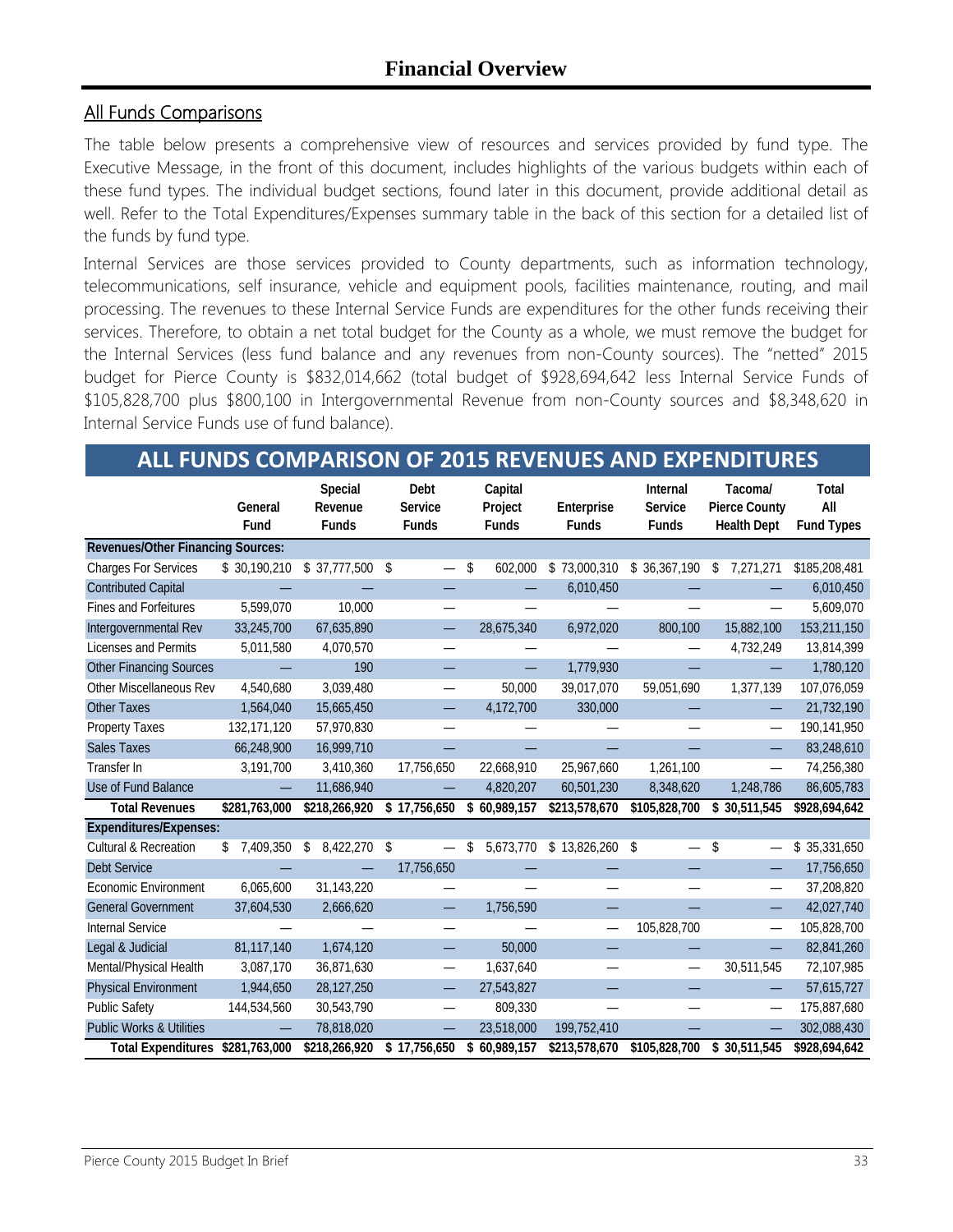# Financial Overview

## All Funds Comparisons

The table below presents a comprehensive view of resources and services provided by fund type. The Executive Message, in the front of this document, includes highlights of the various budgets within each of these fund types. The individual budget sections, found later in this document, provide additional detail as well. Refer to the Total Expenditures/Expenses summary table in the back of this section for a detailed list of the funds by fund type.

Internal Services are those services provided to County departments, such as information technology, telecommunications, self insurance, vehicle and equipment pools, facilities maintenance, routing, and mail processing. The revenues to these Internal Service Funds are expenditures for the other funds receiving their services. Therefore, to obtain a net total budget for the County as a whole, we must remove the budget for the Internal Services (less fund balance and any revenues from non-County sources). The "netted" 2015 budget for Pierce County is $832,014,662 (total budget of $928,694,642 less Internal Service Funds of $105,828,700 plus $800,100 in Intergovernmental Revenue from non-County sources and $8,348,620 in Internal Service Funds use of fund balance).

### ALL FUNDS COMPARISON OF 2015 REVENUES AND EXPENDITURES

| | General Fund | Special Revenue Funds | Debt Service Funds | Capital Project Funds | Enterprise Funds | Internal Service Funds | Tacoma/ Pierce County Health Dept | Total All Fund Types |
|---|---|---|---|---|---|---|---|---|
| **Revenues/Other Financing Sources:** | | | | | | | | |
| Charges For Services | $ 30,190,210 | $ 37,777,500 | $ — | $ 602,000 | $ 73,000,310 | $ 36,367,190 | $ 7,271,271 | $185,208,481 |
| Contributed Capital | — | — | — | — | 6,010,450 | — | — | 6,010,450 |
| Fines and Forfeitures | 5,599,070 | 10,000 | — | — | — | — | — | 5,609,070 |
| Intergovernmental Rev | 33,245,700 | 67,635,890 | — | 28,675,340 | 6,972,020 | 800,100 | 15,882,100 | 153,211,150 |
| Licenses and Permits | 5,011,580 | 4,070,570 | — | — | — | — | 4,732,249 | 13,814,399 |
| Other Financing Sources | — | 190 | — | — | 1,779,930 | — | — | 1,780,120 |
| Other Miscellaneous Rev | 4,540,680 | 3,039,480 | — | 50,000 | 39,017,070 | 59,051,690 | 1,377,139 | 107,076,059 |
| Other Taxes | 1,564,040 | 15,665,450 | — | 4,172,700 | 330,000 | — | — | 21,732,190 |
| Property Taxes | 132,171,120 | 57,970,830 | — | — | — | — | — | 190,141,950 |
| Sales Taxes | 66,248,900 | 16,999,710 | — | — | — | — | — | 83,248,610 |
| Transfer In | 3,191,700 | 3,410,360 | 17,756,650 | 22,668,910 | 25,967,660 | 1,261,100 | — | 74,256,380 |
| Use of Fund Balance | — | 11,686,940 | — | 4,820,207 | 60,501,230 | 8,348,620 | 1,248,786 | 86,605,783 |
| **Total Revenues** | **$281,763,000** | **$218,266,920** | **$ 17,756,650** | **$ 60,989,157** | **$213,578,670** | **$105,828,700** | **$ 30,511,545** | **$928,694,642** |
| **Expenditures/Expenses:** | | | | | | | | |
| Cultural & Recreation | $ 7,409,350 | $ 8,422,270 | $ — | $ 5,673,770 | $ 13,826,260 | $ — | $ — | $ 35,331,650 |
| Debt Service | — | — | 17,756,650 | — | — | — | — | 17,756,650 |
| Economic Environment | 6,065,600 | 31,143,220 | — | — | — | — | — | 37,208,820 |
| General Government | 37,604,530 | 2,666,620 | — | 1,756,590 | — | — | — | 42,027,740 |
| Internal Service | — | — | — | — | — | 105,828,700 | — | 105,828,700 |
| Legal & Judicial | 81,117,140 | 1,674,120 | — | 50,000 | — | — | — | 82,841,260 |
| Mental/Physical Health | 3,087,170 | 36,871,630 | — | 1,637,640 | — | — | 30,511,545 | 72,107,985 |
| Physical Environment | 1,944,650 | 28,127,250 | — | 27,543,827 | — | — | — | 57,615,727 |
| Public Safety | 144,534,560 | 30,543,790 | — | 809,330 | — | — | — | 175,887,680 |
| Public Works & Utilities | — | 78,818,020 | — | 23,518,000 | 199,752,410 | — | — | 302,088,430 |
| **Total Expenditures** | **$281,763,000** | **$218,266,920** | **$ 17,756,650** | **$ 60,989,157** | **$213,578,670** | **$105,828,700** | **$ 30,511,545** | **$928,694,642** |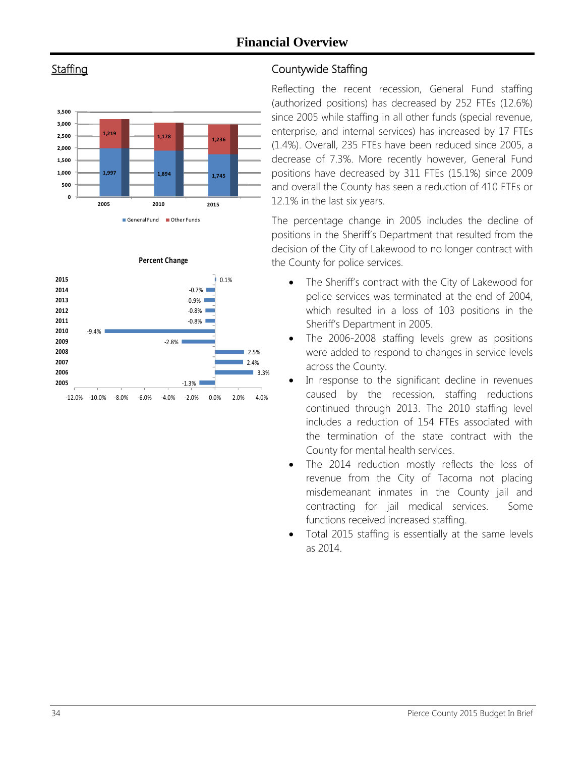# Financial Overview

## Staffing

| Year | General Fund | Other Funds |
|---|---|---|
| 2005 | 1,997 | 1,219 |
| 2010 | 1,894 | 1,178 |
| 2015 | 1,745 | 1,236 |

**Percent Change**

| Year | Percent Change |
|---|---|
| 2015 | 0.1% |
| 2014 | -0.7% |
| 2013 | -0.9% |
| 2012 | -0.8% |
| 2011 | -0.8% |
| 2010 | -9.4% |
| 2009 | -2.8% |
| 2008 | 2.5% |
| 2007 | 2.4% |
| 2006 | 3.3% |
| 2005 | -1.3% |

## Countywide Staffing

Reflecting the recent recession, General Fund staffing (authorized positions) has decreased by 252 FTEs (12.6%) since 2005 while staffing in all other funds (special revenue, enterprise, and internal services) has increased by 17 FTEs (1.4%). Overall, 235 FTEs have been reduced since 2005, a decrease of 7.3%. More recently however, General Fund positions have decreased by 311 FTEs (15.1%) since 2009 and overall the County has seen a reduction of 410 FTEs or 12.1% in the last six years.

The percentage change in 2005 includes the decline of positions in the Sheriff's Department that resulted from the decision of the City of Lakewood to no longer contract with the County for police services.

- The Sheriff's contract with the City of Lakewood for police services was terminated at the end of 2004, which resulted in a loss of 103 positions in the Sheriff's Department in 2005.
- The 2006-2008 staffing levels grew as positions were added to respond to changes in service levels across the County.
- In response to the significant decline in revenues caused by the recession, staffing reductions continued through 2013. The 2010 staffing level includes a reduction of 154 FTEs associated with the termination of the state contract with the County for mental health services.
- The 2014 reduction mostly reflects the loss of revenue from the City of Tacoma not placing misdemeanant inmates in the County jail and contracting for jail medical services. Some functions received increased staffing.
- Total 2015 staffing is essentially at the same levels as 2014.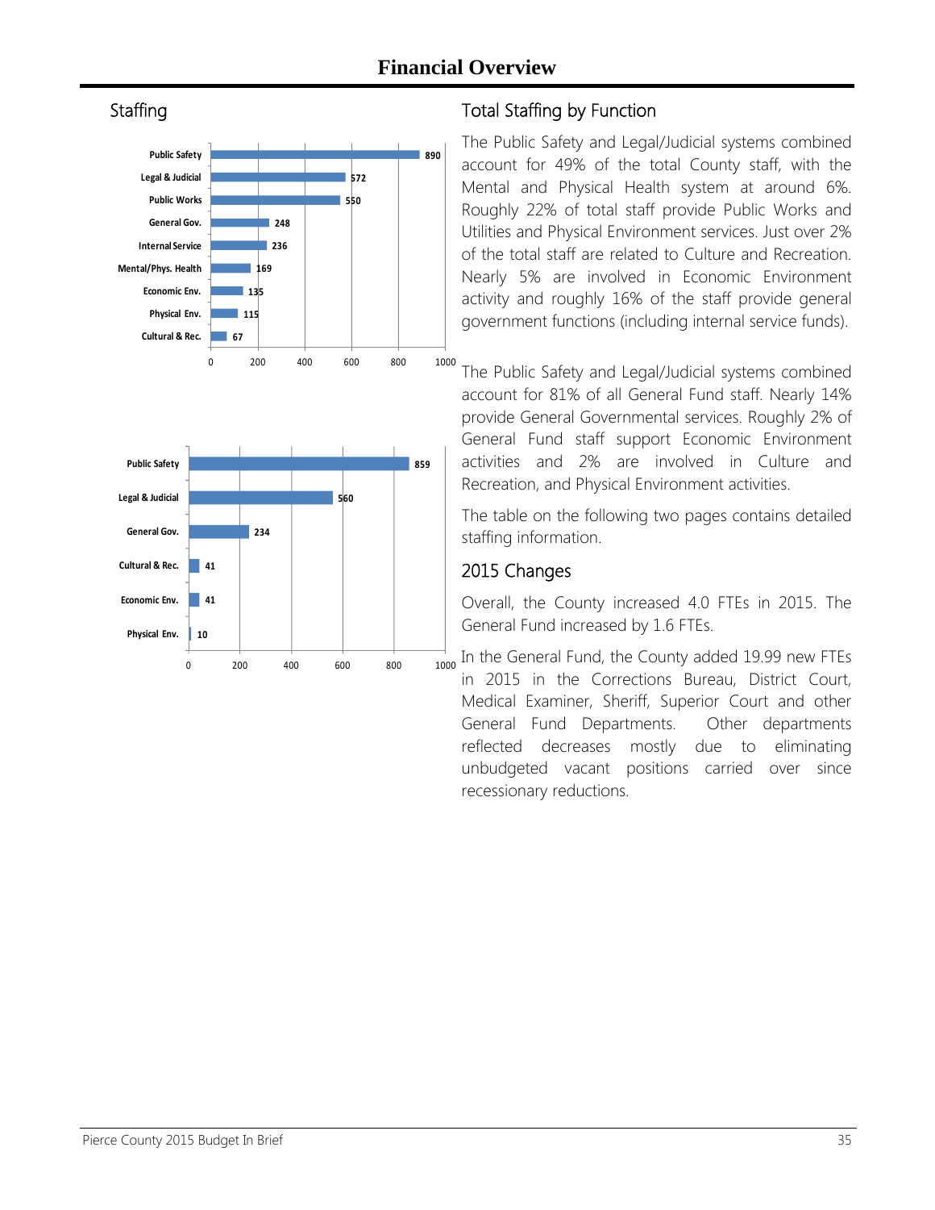# Financial Overview

## Staffing

| Function | Staff |
|---|---|
| Public Safety | 890 |
| Legal & Judicial | 572 |
| Public Works | 550 |
| General Gov. | 248 |
| Internal Service | 236 |
| Mental/Phys. Health | 169 |
| Economic Env. | 135 |
| Physical Env. | 115 |
| Cultural & Rec. | 67 |

| Function | Staff |
|---|---|
| Public Safety | 859 |
| Legal & Judicial | 560 |
| General Gov. | 234 |
| Cultural & Rec. | 41 |
| Economic Env. | 41 |
| Physical Env. | 10 |

## Total Staffing by Function

The Public Safety and Legal/Judicial systems combined account for 49% of the total County staff, with the Mental and Physical Health system at around 6%. Roughly 22% of total staff provide Public Works and Utilities and Physical Environment services. Just over 2% of the total staff are related to Culture and Recreation. Nearly 5% are involved in Economic Environment activity and roughly 16% of the staff provide general government functions (including internal service funds).

The Public Safety and Legal/Judicial systems combined account for 81% of all General Fund staff. Nearly 14% provide General Governmental services. Roughly 2% of General Fund staff support Economic Environment activities and 2% are involved in Culture and Recreation, and Physical Environment activities.

The table on the following two pages contains detailed staffing information.

## 2015 Changes

Overall, the County increased 4.0 FTEs in 2015. The General Fund increased by 1.6 FTEs.

In the General Fund, the County added 19.99 new FTEs in 2015 in the Corrections Bureau, District Court, Medical Examiner, Sheriff, Superior Court and other General Fund Departments. Other departments reflected decreases mostly due to eliminating unbudgeted vacant positions carried over since recessionary reductions.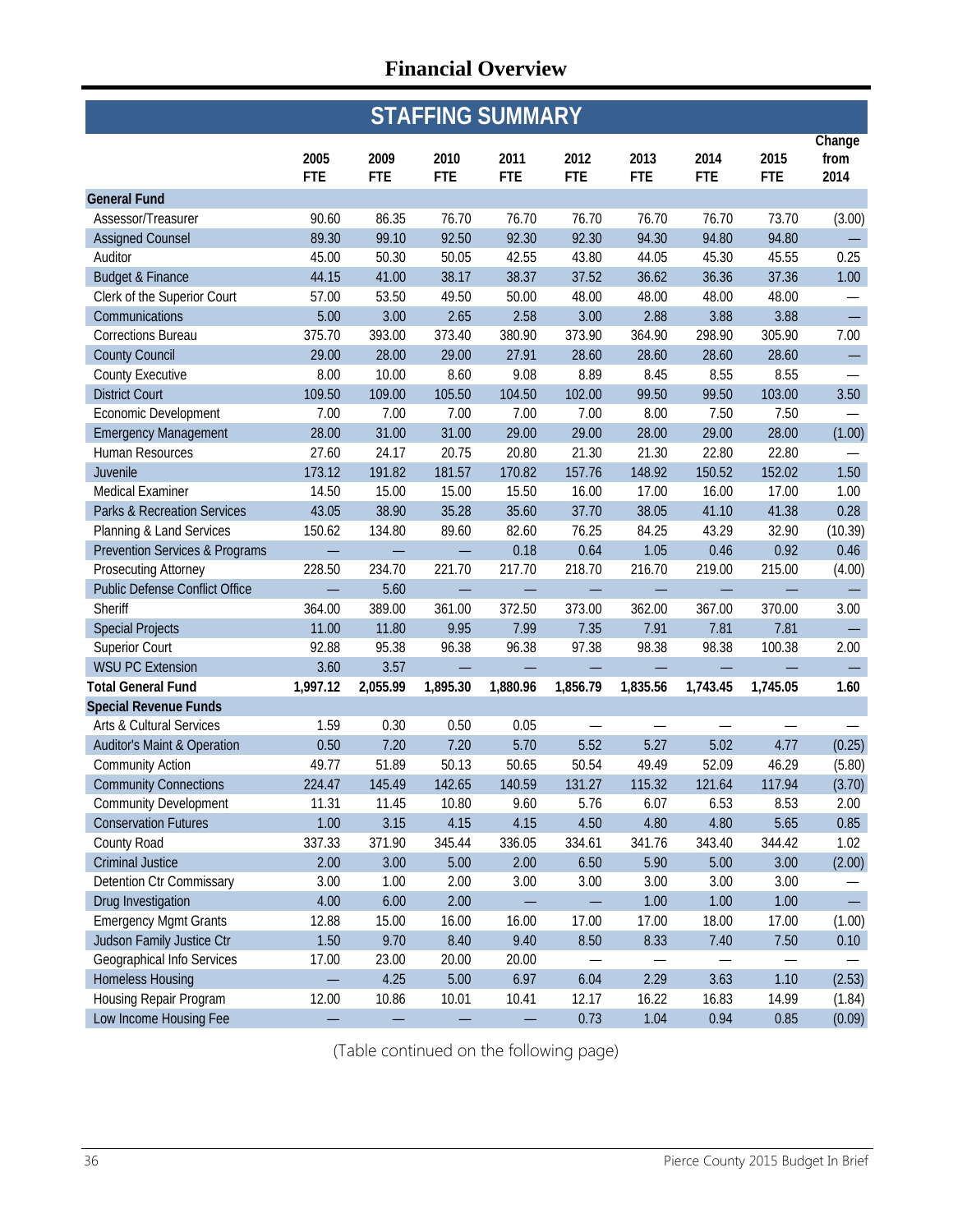# Financial Overview

## STAFFING SUMMARY

| | 2005 FTE | 2009 FTE | 2010 FTE | 2011 FTE | 2012 FTE | 2013 FTE | 2014 FTE | 2015 FTE | Change from 2014 |
|---|---|---|---|---|---|---|---|---|---|
| **General Fund** | | | | | | | | | |
| Assessor/Treasurer | 90.60 | 86.35 | 76.70 | 76.70 | 76.70 | 76.70 | 76.70 | 73.70 | (3.00) |
| Assigned Counsel | 89.30 | 99.10 | 92.50 | 92.30 | 92.30 | 94.30 | 94.80 | 94.80 | — |
| Auditor | 45.00 | 50.30 | 50.05 | 42.55 | 43.80 | 44.05 | 45.30 | 45.55 | 0.25 |
| Budget & Finance | 44.15 | 41.00 | 38.17 | 38.37 | 37.52 | 36.62 | 36.36 | 37.36 | 1.00 |
| Clerk of the Superior Court | 57.00 | 53.50 | 49.50 | 50.00 | 48.00 | 48.00 | 48.00 | 48.00 | — |
| Communications | 5.00 | 3.00 | 2.65 | 2.58 | 3.00 | 2.88 | 3.88 | 3.88 | — |
| Corrections Bureau | 375.70 | 393.00 | 373.40 | 380.90 | 373.90 | 364.90 | 298.90 | 305.90 | 7.00 |
| County Council | 29.00 | 28.00 | 29.00 | 27.91 | 28.60 | 28.60 | 28.60 | 28.60 | — |
| County Executive | 8.00 | 10.00 | 8.60 | 9.08 | 8.89 | 8.45 | 8.55 | 8.55 | — |
| District Court | 109.50 | 109.00 | 105.50 | 104.50 | 102.00 | 99.50 | 99.50 | 103.00 | 3.50 |
| Economic Development | 7.00 | 7.00 | 7.00 | 7.00 | 7.00 | 8.00 | 7.50 | 7.50 | — |
| Emergency Management | 28.00 | 31.00 | 31.00 | 29.00 | 29.00 | 28.00 | 29.00 | 28.00 | (1.00) |
| Human Resources | 27.60 | 24.17 | 20.75 | 20.80 | 21.30 | 21.30 | 22.80 | 22.80 | — |
| Juvenile | 173.12 | 191.82 | 181.57 | 170.82 | 157.76 | 148.92 | 150.52 | 152.02 | 1.50 |
| Medical Examiner | 14.50 | 15.00 | 15.00 | 15.50 | 16.00 | 17.00 | 16.00 | 17.00 | 1.00 |
| Parks & Recreation Services | 43.05 | 38.90 | 35.28 | 35.60 | 37.70 | 38.05 | 41.10 | 41.38 | 0.28 |
| Planning & Land Services | 150.62 | 134.80 | 89.60 | 82.60 | 76.25 | 84.25 | 43.29 | 32.90 | (10.39) |
| Prevention Services & Programs | — | — | — | 0.18 | 0.64 | 1.05 | 0.46 | 0.92 | 0.46 |
| Prosecuting Attorney | 228.50 | 234.70 | 221.70 | 217.70 | 218.70 | 216.70 | 219.00 | 215.00 | (4.00) |
| Public Defense Conflict Office | — | 5.60 | — | — | — | — | — | — | — |
| Sheriff | 364.00 | 389.00 | 361.00 | 372.50 | 373.00 | 362.00 | 367.00 | 370.00 | 3.00 |
| Special Projects | 11.00 | 11.80 | 9.95 | 7.99 | 7.35 | 7.91 | 7.81 | 7.81 | — |
| Superior Court | 92.88 | 95.38 | 96.38 | 96.38 | 97.38 | 98.38 | 98.38 | 100.38 | 2.00 |
| WSU PC Extension | 3.60 | 3.57 | — | — | — | — | — | — | — |
| **Total General Fund** | **1,997.12** | **2,055.99** | **1,895.30** | **1,880.96** | **1,856.79** | **1,835.56** | **1,743.45** | **1,745.05** | **1.60** |
| **Special Revenue Funds** | | | | | | | | | |
| Arts & Cultural Services | 1.59 | 0.30 | 0.50 | 0.05 | — | — | — | — | — |
| Auditor's Maint & Operation | 0.50 | 7.20 | 7.20 | 5.70 | 5.52 | 5.27 | 5.02 | 4.77 | (0.25) |
| Community Action | 49.77 | 51.89 | 50.13 | 50.65 | 50.54 | 49.49 | 52.09 | 46.29 | (5.80) |
| Community Connections | 224.47 | 145.49 | 142.65 | 140.59 | 131.27 | 115.32 | 121.64 | 117.94 | (3.70) |
| Community Development | 11.31 | 11.45 | 10.80 | 9.60 | 5.76 | 6.07 | 6.53 | 8.53 | 2.00 |
| Conservation Futures | 1.00 | 3.15 | 4.15 | 4.15 | 4.50 | 4.80 | 4.80 | 5.65 | 0.85 |
| County Road | 337.33 | 371.90 | 345.44 | 336.05 | 334.61 | 341.76 | 343.40 | 344.42 | 1.02 |
| Criminal Justice | 2.00 | 3.00 | 5.00 | 2.00 | 6.50 | 5.90 | 5.00 | 3.00 | (2.00) |
| Detention Ctr Commissary | 3.00 | 1.00 | 2.00 | 3.00 | 3.00 | 3.00 | 3.00 | 3.00 | — |
| Drug Investigation | 4.00 | 6.00 | 2.00 | — | — | 1.00 | 1.00 | 1.00 | — |
| Emergency Mgmt Grants | 12.88 | 15.00 | 16.00 | 16.00 | 17.00 | 17.00 | 18.00 | 17.00 | (1.00) |
| Judson Family Justice Ctr | 1.50 | 9.70 | 8.40 | 9.40 | 8.50 | 8.33 | 7.40 | 7.50 | 0.10 |
| Geographical Info Services | 17.00 | 23.00 | 20.00 | 20.00 | — | — | — | — | — |
| Homeless Housing | — | 4.25 | 5.00 | 6.97 | 6.04 | 2.29 | 3.63 | 1.10 | (2.53) |
| Housing Repair Program | 12.00 | 10.86 | 10.01 | 10.41 | 12.17 | 16.22 | 16.83 | 14.99 | (1.84) |
| Low Income Housing Fee | — | — | — | — | 0.73 | 1.04 | 0.94 | 0.85 | (0.09) |

(Table continued on the following page)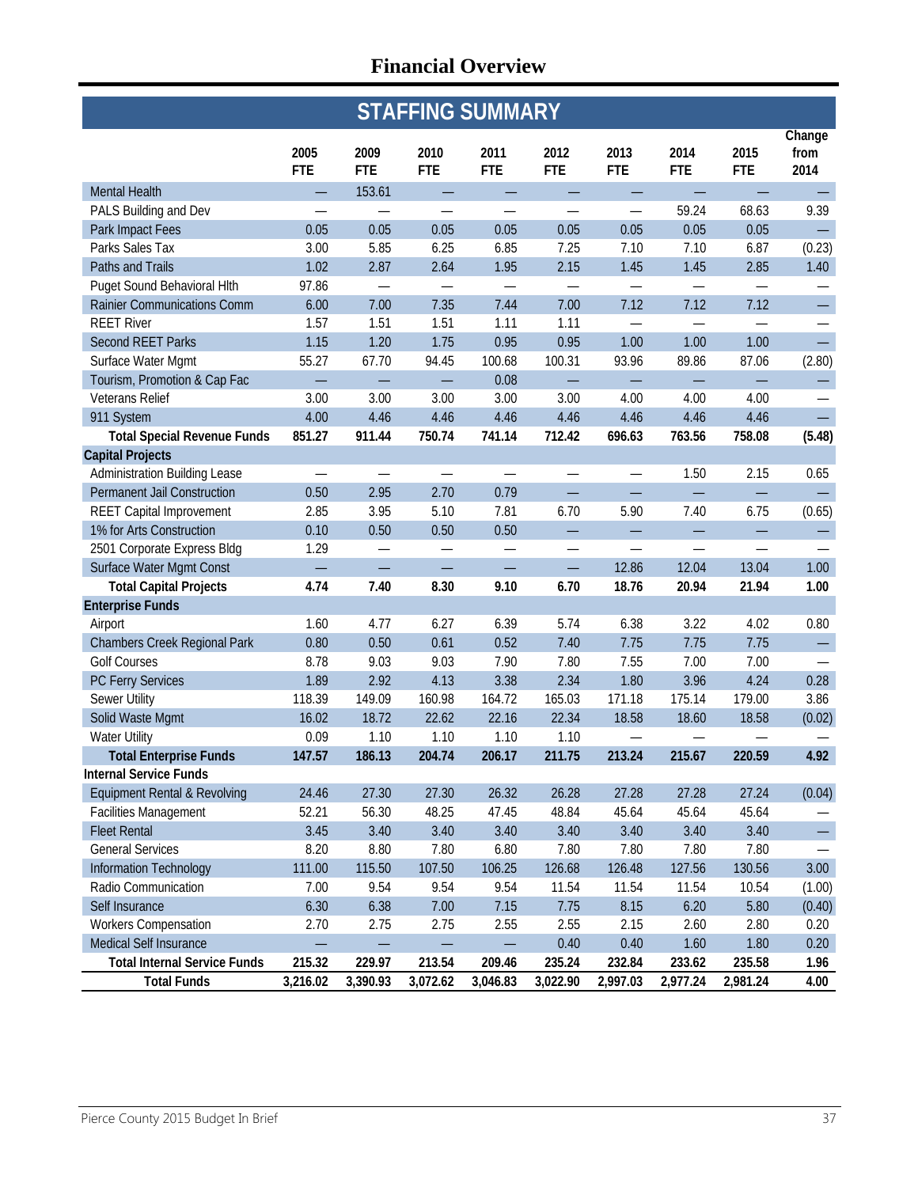# Financial Overview

## STAFFING SUMMARY

| | 2005 FTE | 2009 FTE | 2010 FTE | 2011 FTE | 2012 FTE | 2013 FTE | 2014 FTE | 2015 FTE | Change from 2014 |
|---|---|---|---|---|---|---|---|---|---|
| Mental Health | — | 153.61 | — | — | — | — | — | — | — |
| PALS Building and Dev | — | — | — | — | — | — | 59.24 | 68.63 | 9.39 |
| Park Impact Fees | 0.05 | 0.05 | 0.05 | 0.05 | 0.05 | 0.05 | 0.05 | 0.05 | — |
| Parks Sales Tax | 3.00 | 5.85 | 6.25 | 6.85 | 7.25 | 7.10 | 7.10 | 6.87 | (0.23) |
| Paths and Trails | 1.02 | 2.87 | 2.64 | 1.95 | 2.15 | 1.45 | 1.45 | 2.85 | 1.40 |
| Puget Sound Behavioral Hlth | 97.86 | — | — | — | — | — | — | — | — |
| Rainier Communications Comm | 6.00 | 7.00 | 7.35 | 7.44 | 7.00 | 7.12 | 7.12 | 7.12 | — |
| REET River | 1.57 | 1.51 | 1.51 | 1.11 | 1.11 | — | — | — | — |
| Second REET Parks | 1.15 | 1.20 | 1.75 | 0.95 | 0.95 | 1.00 | 1.00 | 1.00 | — |
| Surface Water Mgmt | 55.27 | 67.70 | 94.45 | 100.68 | 100.31 | 93.96 | 89.86 | 87.06 | (2.80) |
| Tourism, Promotion & Cap Fac | — | — | — | 0.08 | — | — | — | — | — |
| Veterans Relief | 3.00 | 3.00 | 3.00 | 3.00 | 3.00 | 4.00 | 4.00 | 4.00 | — |
| 911 System | 4.00 | 4.46 | 4.46 | 4.46 | 4.46 | 4.46 | 4.46 | 4.46 | — |
| **Total Special Revenue Funds** | **851.27** | **911.44** | **750.74** | **741.14** | **712.42** | **696.63** | **763.56** | **758.08** | **(5.48)** |
| **Capital Projects** | | | | | | | | | |
| Administration Building Lease | — | — | — | — | — | — | 1.50 | 2.15 | 0.65 |
| Permanent Jail Construction | 0.50 | 2.95 | 2.70 | 0.79 | — | — | — | — | — |
| REET Capital Improvement | 2.85 | 3.95 | 5.10 | 7.81 | 6.70 | 5.90 | 7.40 | 6.75 | (0.65) |
| 1% for Arts Construction | 0.10 | 0.50 | 0.50 | 0.50 | — | — | — | — | — |
| 2501 Corporate Express Bldg | 1.29 | — | — | — | — | — | — | — | — |
| Surface Water Mgmt Const | — | — | — | — | — | 12.86 | 12.04 | 13.04 | 1.00 |
| **Total Capital Projects** | **4.74** | **7.40** | **8.30** | **9.10** | **6.70** | **18.76** | **20.94** | **21.94** | **1.00** |
| **Enterprise Funds** | | | | | | | | | |
| Airport | 1.60 | 4.77 | 6.27 | 6.39 | 5.74 | 6.38 | 3.22 | 4.02 | 0.80 |
| Chambers Creek Regional Park | 0.80 | 0.50 | 0.61 | 0.52 | 7.40 | 7.75 | 7.75 | 7.75 | — |
| Golf Courses | 8.78 | 9.03 | 9.03 | 7.90 | 7.80 | 7.55 | 7.00 | 7.00 | — |
| PC Ferry Services | 1.89 | 2.92 | 4.13 | 3.38 | 2.34 | 1.80 | 3.96 | 4.24 | 0.28 |
| Sewer Utility | 118.39 | 149.09 | 160.98 | 164.72 | 165.03 | 171.18 | 175.14 | 179.00 | 3.86 |
| Solid Waste Mgmt | 16.02 | 18.72 | 22.62 | 22.16 | 22.34 | 18.58 | 18.60 | 18.58 | (0.02) |
| Water Utility | 0.09 | 1.10 | 1.10 | 1.10 | 1.10 | — | — | — | — |
| **Total Enterprise Funds** | **147.57** | **186.13** | **204.74** | **206.17** | **211.75** | **213.24** | **215.67** | **220.59** | **4.92** |
| **Internal Service Funds** | | | | | | | | | |
| Equipment Rental & Revolving | 24.46 | 27.30 | 27.30 | 26.32 | 26.28 | 27.28 | 27.28 | 27.24 | (0.04) |
| Facilities Management | 52.21 | 56.30 | 48.25 | 47.45 | 48.84 | 45.64 | 45.64 | 45.64 | — |
| Fleet Rental | 3.45 | 3.40 | 3.40 | 3.40 | 3.40 | 3.40 | 3.40 | 3.40 | — |
| General Services | 8.20 | 8.80 | 7.80 | 6.80 | 7.80 | 7.80 | 7.80 | 7.80 | — |
| Information Technology | 111.00 | 115.50 | 107.50 | 106.25 | 126.68 | 126.48 | 127.56 | 130.56 | 3.00 |
| Radio Communication | 7.00 | 9.54 | 9.54 | 9.54 | 11.54 | 11.54 | 11.54 | 10.54 | (1.00) |
| Self Insurance | 6.30 | 6.38 | 7.00 | 7.15 | 7.75 | 8.15 | 6.20 | 5.80 | (0.40) |
| Workers Compensation | 2.70 | 2.75 | 2.75 | 2.55 | 2.55 | 2.15 | 2.60 | 2.80 | 0.20 |
| Medical Self Insurance | — | — | — | — | 0.40 | 0.40 | 1.60 | 1.80 | 0.20 |
| **Total Internal Service Funds** | **215.32** | **229.97** | **213.54** | **209.46** | **235.24** | **232.84** | **233.62** | **235.58** | **1.96** |
| **Total Funds** | **3,216.02** | **3,390.93** | **3,072.62** | **3,046.83** | **3,022.90** | **2,997.03** | **2,977.24** | **2,981.24** | **4.00** |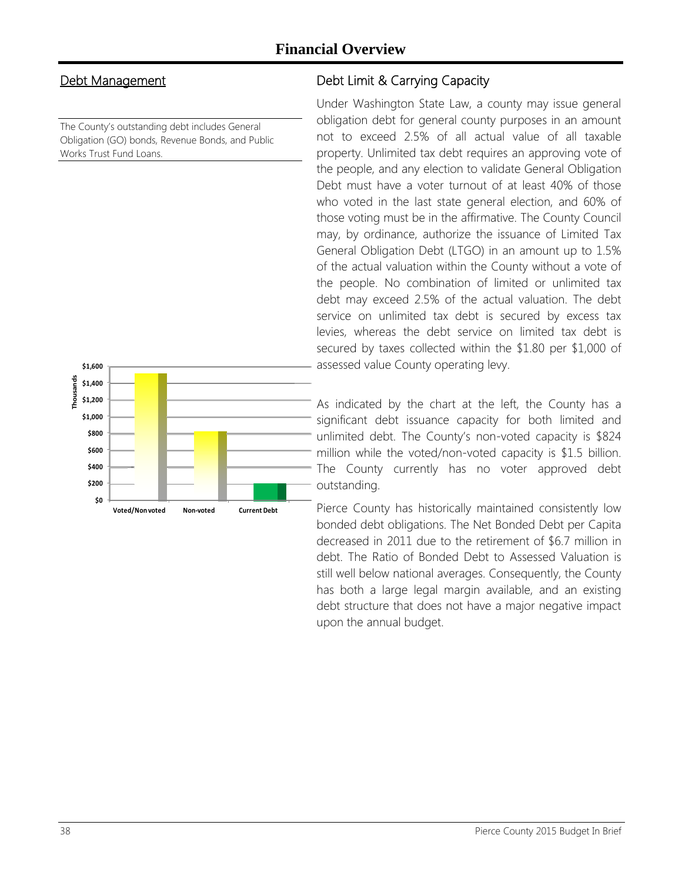# Financial Overview

## Debt Management

The County's outstanding debt includes General Obligation (GO) bonds, Revenue Bonds, and Public Works Trust Fund Loans.

## Debt Limit & Carrying Capacity

Under Washington State Law, a county may issue general obligation debt for general county purposes in an amount not to exceed 2.5% of all actual value of all taxable property. Unlimited tax debt requires an approving vote of the people, and any election to validate General Obligation Debt must have a voter turnout of at least 40% of those who voted in the last state general election, and 60% of those voting must be in the affirmative. The County Council may, by ordinance, authorize the issuance of Limited Tax General Obligation Debt (LTGO) in an amount up to 1.5% of the actual valuation within the County without a vote of the people. No combination of limited or unlimited tax debt may exceed 2.5% of the actual valuation. The debt service on unlimited tax debt is secured by excess tax levies, whereas the debt service on limited tax debt is secured by taxes collected within the $1.80 per $1,000 of assessed value County operating levy.

As indicated by the chart at the left, the County has a significant debt issuance capacity for both limited and unlimited debt. The County's non-voted capacity is $824 million while the voted/non-voted capacity is $1.5 billion. The County currently has no voter approved debt outstanding.

Pierce County has historically maintained consistently low bonded debt obligations. The Net Bonded Debt per Capita decreased in 2011 due to the retirement of $6.7 million in debt. The Ratio of Bonded Debt to Assessed Valuation is still well below national averages. Consequently, the County has both a large legal margin available, and an existing debt structure that does not have a major negative impact upon the annual budget.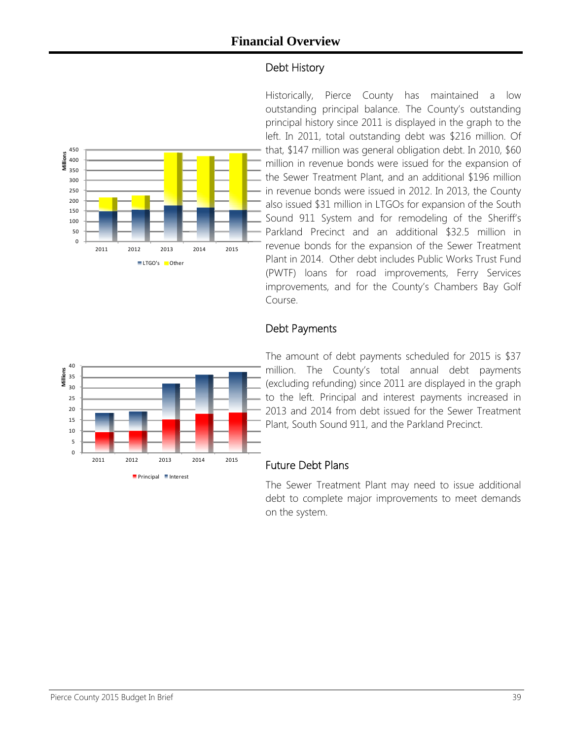# Financial Overview

## Debt History

Historically, Pierce County has maintained a low outstanding principal balance. The County's outstanding principal history since 2011 is displayed in the graph to the left. In 2011, total outstanding debt was $216 million. Of that, $147 million was general obligation debt. In 2010, $60 million in revenue bonds were issued for the expansion of the Sewer Treatment Plant, and an additional $196 million in revenue bonds were issued in 2012. In 2013, the County also issued $31 million in LTGOs for expansion of the South Sound 911 System and for remodeling of the Sheriff's Parkland Precinct and an additional $32.5 million in revenue bonds for the expansion of the Sewer Treatment Plant in 2014. Other debt includes Public Works Trust Fund (PWTF) loans for road improvements, Ferry Services improvements, and for the County's Chambers Bay Golf Course.

## Debt Payments

The amount of debt payments scheduled for 2015 is $37 million. The County's total annual debt payments (excluding refunding) since 2011 are displayed in the graph to the left. Principal and interest payments increased in 2013 and 2014 from debt issued for the Sewer Treatment Plant, South Sound 911, and the Parkland Precinct.

## Future Debt Plans

The Sewer Treatment Plant may need to issue additional debt to complete major improvements to meet demands on the system.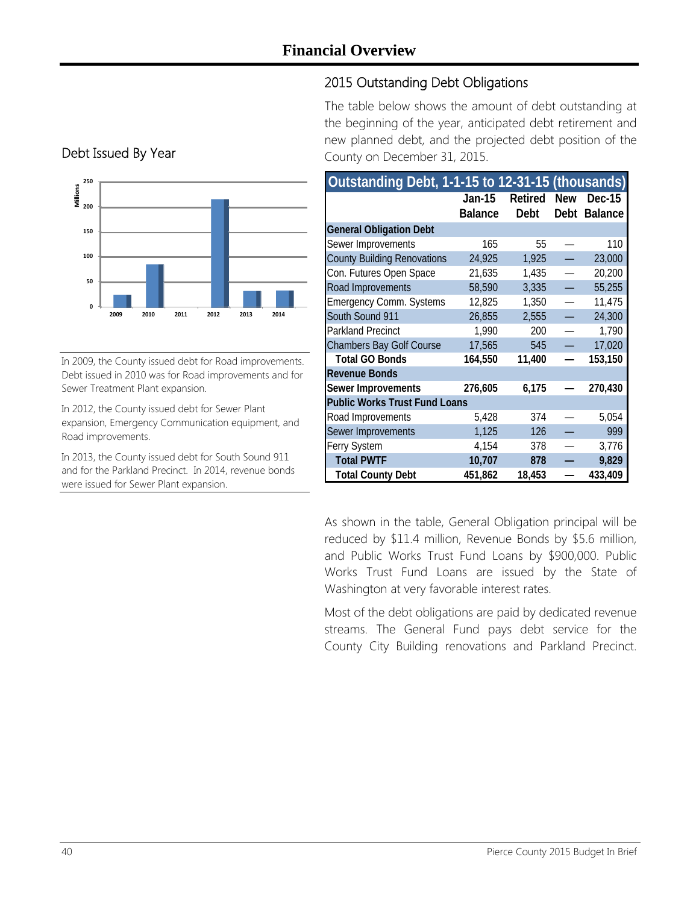# Financial Overview

## Debt Issued By Year

In 2009, the County issued debt for Road improvements. Debt issued in 2010 was for Road improvements and for Sewer Treatment Plant expansion.

In 2012, the County issued debt for Sewer Plant expansion, Emergency Communication equipment, and Road improvements.

In 2013, the County issued debt for South Sound 911 and for the Parkland Precinct. In 2014, revenue bonds were issued for Sewer Plant expansion.

## 2015 Outstanding Debt Obligations

The table below shows the amount of debt outstanding at the beginning of the year, anticipated debt retirement and new planned debt, and the projected debt position of the County on December 31, 2015.

| Outstanding Debt, 1-1-15 to 12-31-15 (thousands) | Jan-15 Balance | Retired Debt | New Debt | Dec-15 Balance |
|---|---|---|---|---|
| **General Obligation Debt** | | | | |
| Sewer Improvements | 165 | 55 | — | 110 |
| County Building Renovations | 24,925 | 1,925 | — | 23,000 |
| Con. Futures Open Space | 21,635 | 1,435 | — | 20,200 |
| Road Improvements | 58,590 | 3,335 | — | 55,255 |
| Emergency Comm. Systems | 12,825 | 1,350 | — | 11,475 |
| South Sound 911 | 26,855 | 2,555 | — | 24,300 |
| Parkland Precinct | 1,990 | 200 | — | 1,790 |
| Chambers Bay Golf Course | 17,565 | 545 | — | 17,020 |
| **Total GO Bonds** | **164,550** | **11,400** | **—** | **153,150** |
| **Revenue Bonds** | | | | |
| **Sewer Improvements** | **276,605** | **6,175** | **—** | **270,430** |
| **Public Works Trust Fund Loans** | | | | |
| Road Improvements | 5,428 | 374 | — | 5,054 |
| Sewer Improvements | 1,125 | 126 | — | 999 |
| Ferry System | 4,154 | 378 | — | 3,776 |
| **Total PWTF** | **10,707** | **878** | **—** | **9,829** |
| **Total County Debt** | **451,862** | **18,453** | **—** | **433,409** |

As shown in the table, General Obligation principal will be reduced by $11.4 million, Revenue Bonds by $5.6 million, and Public Works Trust Fund Loans by $900,000. Public Works Trust Fund Loans are issued by the State of Washington at very favorable interest rates.

Most of the debt obligations are paid by dedicated revenue streams. The General Fund pays debt service for the County City Building renovations and Parkland Precinct.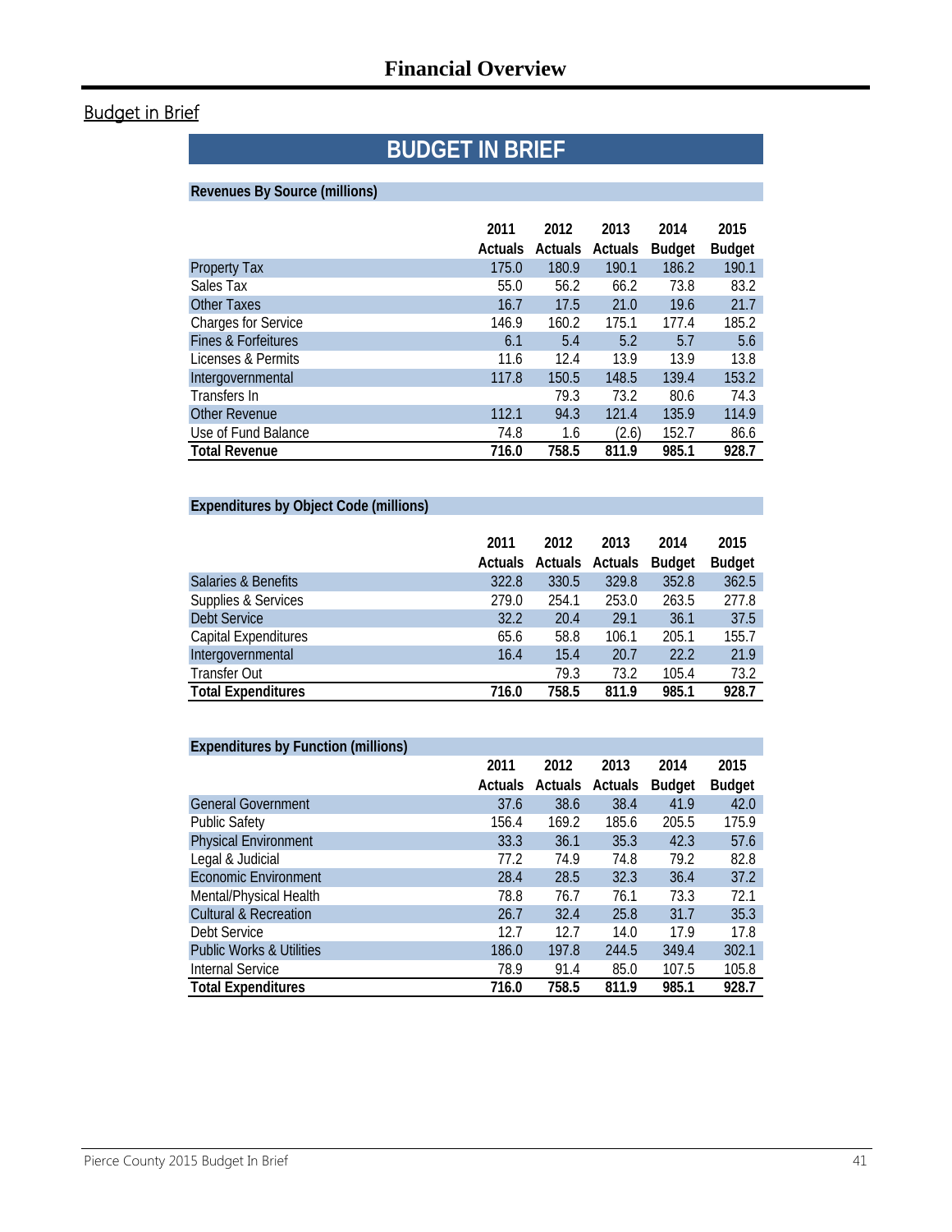# Financial Overview

## Budget in Brief

### BUDGET IN BRIEF

**Revenues By Source (millions)**

| | 2011 Actuals | 2012 Actuals | 2013 Actuals | 2014 Budget | 2015 Budget |
|---|---|---|---|---|---|
| Property Tax | 175.0 | 180.9 | 190.1 | 186.2 | 190.1 |
| Sales Tax | 55.0 | 56.2 | 66.2 | 73.8 | 83.2 |
| Other Taxes | 16.7 | 17.5 | 21.0 | 19.6 | 21.7 |
| Charges for Service | 146.9 | 160.2 | 175.1 | 177.4 | 185.2 |
| Fines & Forfeitures | 6.1 | 5.4 | 5.2 | 5.7 | 5.6 |
| Licenses & Permits | 11.6 | 12.4 | 13.9 | 13.9 | 13.8 |
| Intergovernmental | 117.8 | 150.5 | 148.5 | 139.4 | 153.2 |
| Transfers In | | 79.3 | 73.2 | 80.6 | 74.3 |
| Other Revenue | 112.1 | 94.3 | 121.4 | 135.9 | 114.9 |
| Use of Fund Balance | 74.8 | 1.6 | (2.6) | 152.7 | 86.6 |
| **Total Revenue** | **716.0** | **758.5** | **811.9** | **985.1** | **928.7** |

**Expenditures by Object Code (millions)**

| | 2011 Actuals | 2012 Actuals | 2013 Actuals | 2014 Budget | 2015 Budget |
|---|---|---|---|---|---|
| Salaries & Benefits | 322.8 | 330.5 | 329.8 | 352.8 | 362.5 |
| Supplies & Services | 279.0 | 254.1 | 253.0 | 263.5 | 277.8 |
| Debt Service | 32.2 | 20.4 | 29.1 | 36.1 | 37.5 |
| Capital Expenditures | 65.6 | 58.8 | 106.1 | 205.1 | 155.7 |
| Intergovernmental | 16.4 | 15.4 | 20.7 | 22.2 | 21.9 |
| Transfer Out | | 79.3 | 73.2 | 105.4 | 73.2 |
| **Total Expenditures** | **716.0** | **758.5** | **811.9** | **985.1** | **928.7** |

**Expenditures by Function (millions)**

| | 2011 Actuals | 2012 Actuals | 2013 Actuals | 2014 Budget | 2015 Budget |
|---|---|---|---|---|---|
| General Government | 37.6 | 38.6 | 38.4 | 41.9 | 42.0 |
| Public Safety | 156.4 | 169.2 | 185.6 | 205.5 | 175.9 |
| Physical Environment | 33.3 | 36.1 | 35.3 | 42.3 | 57.6 |
| Legal & Judicial | 77.2 | 74.9 | 74.8 | 79.2 | 82.8 |
| Economic Environment | 28.4 | 28.5 | 32.3 | 36.4 | 37.2 |
| Mental/Physical Health | 78.8 | 76.7 | 76.1 | 73.3 | 72.1 |
| Cultural & Recreation | 26.7 | 32.4 | 25.8 | 31.7 | 35.3 |
| Debt Service | 12.7 | 12.7 | 14.0 | 17.9 | 17.8 |
| Public Works & Utilities | 186.0 | 197.8 | 244.5 | 349.4 | 302.1 |
| Internal Service | 78.9 | 91.4 | 85.0 | 107.5 | 105.8 |
| **Total Expenditures** | **716.0** | **758.5** | **811.9** | **985.1** | **928.7** |